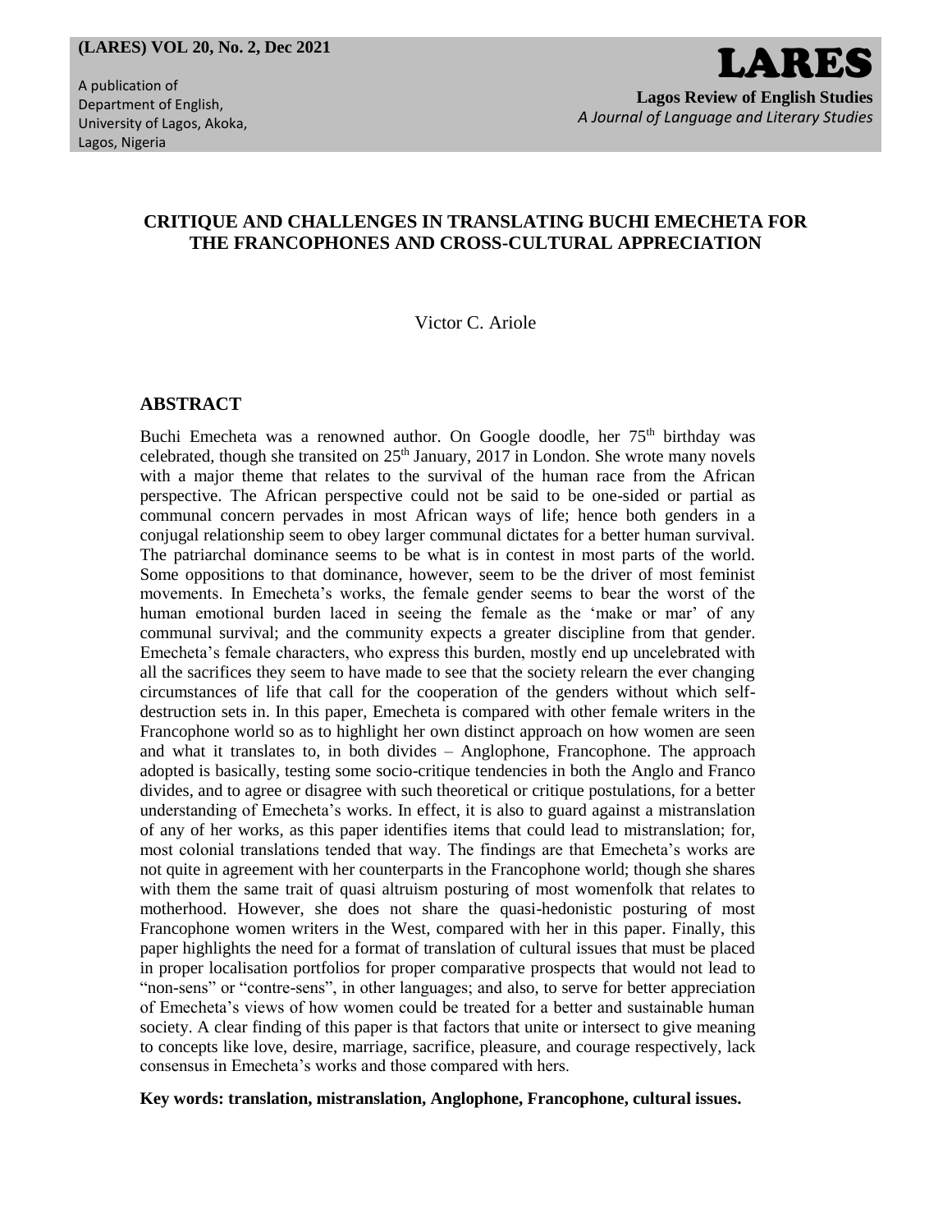# CRITIQUE AND CHALLENGES IN TRANSLATING BUCHI EMECHETA FOR THE FRANCOPHONES AND CROSS-CULTURAL APPRECIATION

Victor C. Ariole

## ABSTRACT

Buchi Emecheta was a renowned author. On Google doodle, her 75th birthday was celebrated, though she transited on 25th January, 2017 in London. She wrote many novels with a major theme that relates to the survival of the human race from the African perspective. The African perspective could not be said to be one-sided or partial as communal concern pervades in most African ways of life; hence both genders in a conjugal relationship seem to obey larger communal dictates for a better human survival. The patriarchal dominance seems to be what is in contest in most parts of the world. Some oppositions to that dominance, however, seem to be the driver of most feminist movements. In Emecheta's works, the female gender seems to bear the worst of the human emotional burden laced in seeing the female as the 'make or mar' of any communal survival; and the community expects a greater discipline from that gender. Emecheta's female characters, who express this burden, mostly end up uncelebrated with all the sacrifices they seem to have made to see that the society relearn the ever changing circumstances of life that call for the cooperation of the genders without which self-destruction sets in. In this paper, Emecheta is compared with other female writers in the Francophone world so as to highlight her own distinct approach on how women are seen and what it translates to, in both divides – Anglophone, Francophone. The approach adopted is basically, testing some socio-critique tendencies in both the Anglo and Franco divides, and to agree or disagree with such theoretical or critique postulations, for a better understanding of Emecheta's works. In effect, it is also to guard against a mistranslation of any of her works, as this paper identifies items that could lead to mistranslation; for, most colonial translations tended that way. The findings are that Emecheta's works are not quite in agreement with her counterparts in the Francophone world; though she shares with them the same trait of quasi altruism posturing of most womenfolk that relates to motherhood. However, she does not share the quasi-hedonistic posturing of most Francophone women writers in the West, compared with her in this paper. Finally, this paper highlights the need for a format of translation of cultural issues that must be placed in proper localisation portfolios for proper comparative prospects that would not lead to "non-sens" or "contre-sens", in other languages; and also, to serve for better appreciation of Emecheta's views of how women could be treated for a better and sustainable human society. A clear finding of this paper is that factors that unite or intersect to give meaning to concepts like love, desire, marriage, sacrifice, pleasure, and courage respectively, lack consensus in Emecheta's works and those compared with hers.

**Key words: translation, mistranslation, Anglophone, Francophone, cultural issues.**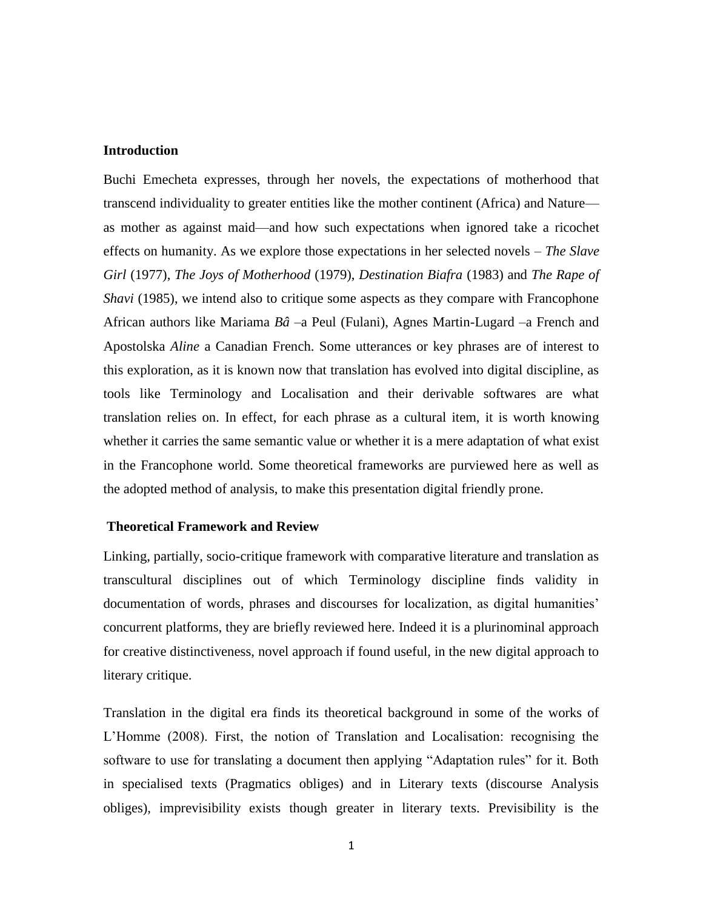## Introduction

Buchi Emecheta expresses, through her novels, the expectations of motherhood that transcend individuality to greater entities like the mother continent (Africa) and Nature—as mother as against maid—and how such expectations when ignored take a ricochet effects on humanity. As we explore those expectations in her selected novels – *The Slave Girl* (1977), *The Joys of Motherhood* (1979), *Destination Biafra* (1983) and *The Rape of Shavi* (1985), we intend also to critique some aspects as they compare with Francophone African authors like Mariama *Bâ* –a Peul (Fulani), Agnes Martin-Lugard –a French and Apostolska *Aline* a Canadian French. Some utterances or key phrases are of interest to this exploration, as it is known now that translation has evolved into digital discipline, as tools like Terminology and Localisation and their derivable softwares are what translation relies on. In effect, for each phrase as a cultural item, it is worth knowing whether it carries the same semantic value or whether it is a mere adaptation of what exist in the Francophone world. Some theoretical frameworks are purviewed here as well as the adopted method of analysis, to make this presentation digital friendly prone.

## Theoretical Framework and Review

Linking, partially, socio-critique framework with comparative literature and translation as transcultural disciplines out of which Terminology discipline finds validity in documentation of words, phrases and discourses for localization, as digital humanities' concurrent platforms, they are briefly reviewed here. Indeed it is a plurinominal approach for creative distinctiveness, novel approach if found useful, in the new digital approach to literary critique.

Translation in the digital era finds its theoretical background in some of the works of L'Homme (2008). First, the notion of Translation and Localisation: recognising the software to use for translating a document then applying "Adaptation rules" for it. Both in specialised texts (Pragmatics obliges) and in Literary texts (discourse Analysis obliges), imprevisibility exists though greater in literary texts. Previsibility is the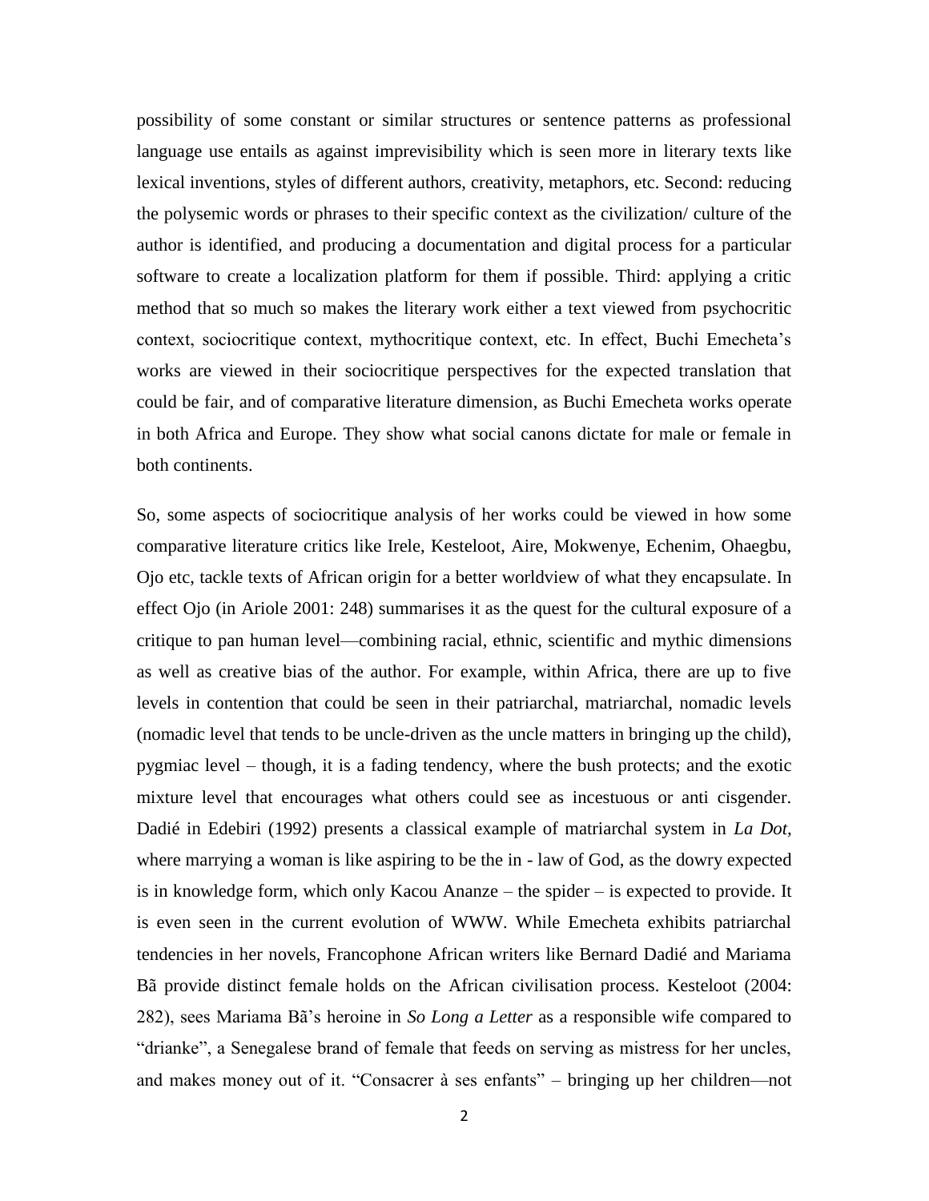possibility of some constant or similar structures or sentence patterns as professional language use entails as against imprevisibility which is seen more in literary texts like lexical inventions, styles of different authors, creativity, metaphors, etc. Second: reducing the polysemic words or phrases to their specific context as the civilization/ culture of the author is identified, and producing a documentation and digital process for a particular software to create a localization platform for them if possible. Third: applying a critic method that so much so makes the literary work either a text viewed from psychocritic context, sociocritique context, mythocritique context, etc. In effect, Buchi Emecheta's works are viewed in their sociocritique perspectives for the expected translation that could be fair, and of comparative literature dimension, as Buchi Emecheta works operate in both Africa and Europe. They show what social canons dictate for male or female in both continents.

So, some aspects of sociocritique analysis of her works could be viewed in how some comparative literature critics like Irele, Kesteloot, Aire, Mokwenye, Echenim, Ohaegbu, Ojo etc, tackle texts of African origin for a better worldview of what they encapsulate. In effect Ojo (in Ariole 2001: 248) summarises it as the quest for the cultural exposure of a critique to pan human level—combining racial, ethnic, scientific and mythic dimensions as well as creative bias of the author. For example, within Africa, there are up to five levels in contention that could be seen in their patriarchal, matriarchal, nomadic levels (nomadic level that tends to be uncle-driven as the uncle matters in bringing up the child), pygmiac level – though, it is a fading tendency, where the bush protects; and the exotic mixture level that encourages what others could see as incestuous or anti cisgender. Dadié in Edebiri (1992) presents a classical example of matriarchal system in *La Dot*, where marrying a woman is like aspiring to be the in - law of God, as the dowry expected is in knowledge form, which only Kacou Ananze – the spider – is expected to provide. It is even seen in the current evolution of WWW. While Emecheta exhibits patriarchal tendencies in her novels, Francophone African writers like Bernard Dadié and Mariama Bã provide distinct female holds on the African civilisation process. Kesteloot (2004: 282), sees Mariama Bã's heroine in *So Long a Letter* as a responsible wife compared to "drianke", a Senegalese brand of female that feeds on serving as mistress for her uncles, and makes money out of it. "Consacrer à ses enfants" – bringing up her children—not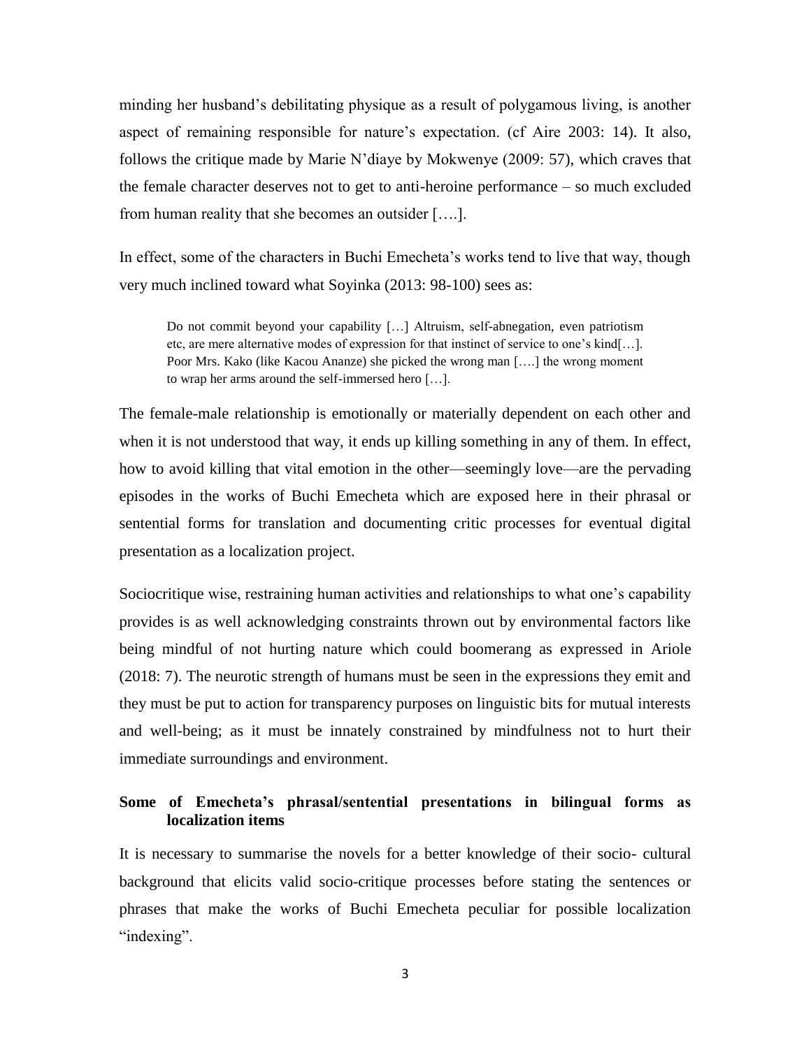minding her husband's debilitating physique as a result of polygamous living, is another aspect of remaining responsible for nature's expectation. (cf Aire 2003: 14). It also, follows the critique made by Marie N'diaye by Mokwenye (2009: 57), which craves that the female character deserves not to get to anti-heroine performance – so much excluded from human reality that she becomes an outsider [….].

In effect, some of the characters in Buchi Emecheta's works tend to live that way, though very much inclined toward what Soyinka (2013: 98-100) sees as:

> Do not commit beyond your capability […] Altruism, self-abnegation, even patriotism etc, are mere alternative modes of expression for that instinct of service to one's kind[…]. Poor Mrs. Kako (like Kacou Ananze) she picked the wrong man [….] the wrong moment to wrap her arms around the self-immersed hero […].

The female-male relationship is emotionally or materially dependent on each other and when it is not understood that way, it ends up killing something in any of them. In effect, how to avoid killing that vital emotion in the other—seemingly love—are the pervading episodes in the works of Buchi Emecheta which are exposed here in their phrasal or sentential forms for translation and documenting critic processes for eventual digital presentation as a localization project.

Sociocritique wise, restraining human activities and relationships to what one's capability provides is as well acknowledging constraints thrown out by environmental factors like being mindful of not hurting nature which could boomerang as expressed in Ariole (2018: 7). The neurotic strength of humans must be seen in the expressions they emit and they must be put to action for transparency purposes on linguistic bits for mutual interests and well-being; as it must be innately constrained by mindfulness not to hurt their immediate surroundings and environment.

**Some of Emecheta's phrasal/sentential presentations in bilingual forms as localization items**

It is necessary to summarise the novels for a better knowledge of their socio- cultural background that elicits valid socio-critique processes before stating the sentences or phrases that make the works of Buchi Emecheta peculiar for possible localization "indexing".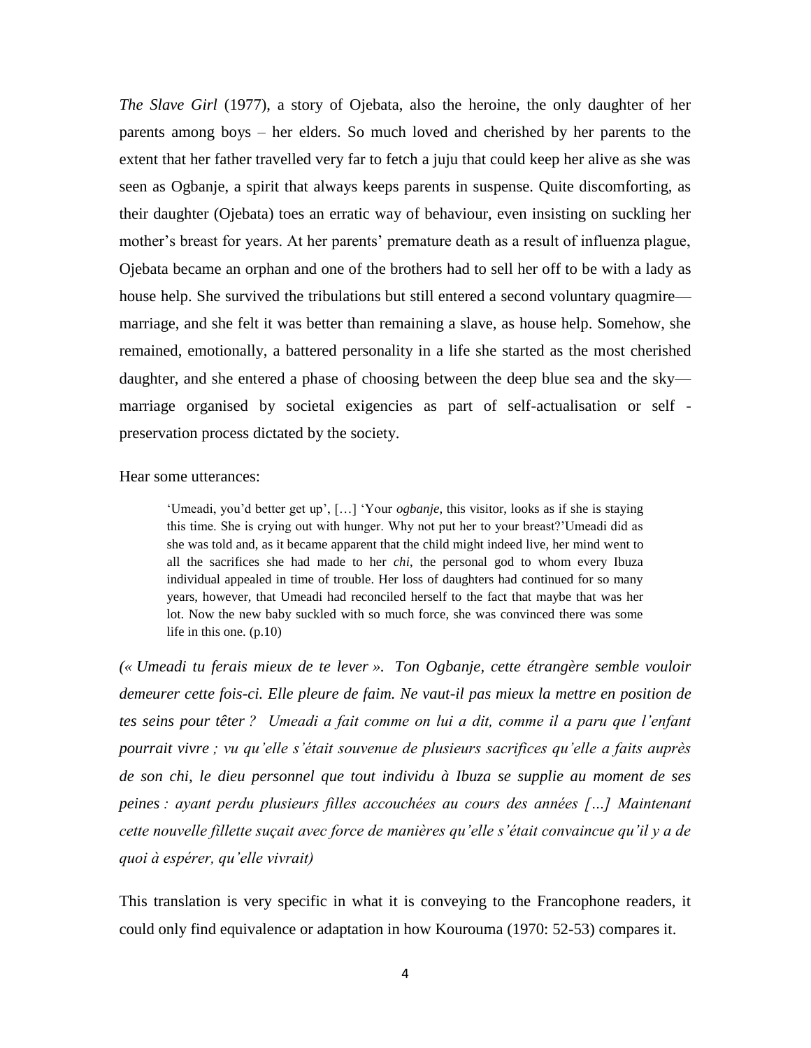*The Slave Girl* (1977), a story of Ojebata, also the heroine, the only daughter of her parents among boys – her elders. So much loved and cherished by her parents to the extent that her father travelled very far to fetch a juju that could keep her alive as she was seen as Ogbanje, a spirit that always keeps parents in suspense. Quite discomforting, as their daughter (Ojebata) toes an erratic way of behaviour, even insisting on suckling her mother's breast for years. At her parents' premature death as a result of influenza plague, Ojebata became an orphan and one of the brothers had to sell her off to be with a lady as house help. She survived the tribulations but still entered a second voluntary quagmire—marriage, and she felt it was better than remaining a slave, as house help. Somehow, she remained, emotionally, a battered personality in a life she started as the most cherished daughter, and she entered a phase of choosing between the deep blue sea and the sky—marriage organised by societal exigencies as part of self-actualisation or self - preservation process dictated by the society.

Hear some utterances:

> 'Umeadi, you'd better get up', […] 'Your *ogbanje*, this visitor, looks as if she is staying this time. She is crying out with hunger. Why not put her to your breast?'Umeadi did as she was told and, as it became apparent that the child might indeed live, her mind went to all the sacrifices she had made to her *chi*, the personal god to whom every Ibuza individual appealed in time of trouble. Her loss of daughters had continued for so many years, however, that Umeadi had reconciled herself to the fact that maybe that was her lot. Now the new baby suckled with so much force, she was convinced there was some life in this one. (p.10)

*(« Umeadi tu ferais mieux de te lever ». Ton Ogbanje, cette étrangère semble vouloir demeurer cette fois-ci. Elle pleure de faim. Ne vaut-il pas mieux la mettre en position de tes seins pour têter ? Umeadi a fait comme on lui a dit, comme il a paru que l'enfant pourrait vivre ; vu qu'elle s'était souvenue de plusieurs sacrifices qu'elle a faits auprès de son chi, le dieu personnel que tout individu à Ibuza se supplie au moment de ses peines : ayant perdu plusieurs filles accouchées au cours des années […] Maintenant cette nouvelle fillette suçait avec force de manières qu'elle s'était convaincue qu'il y a de quoi à espérer, qu'elle vivrait)*

This translation is very specific in what it is conveying to the Francophone readers, it could only find equivalence or adaptation in how Kourouma (1970: 52-53) compares it.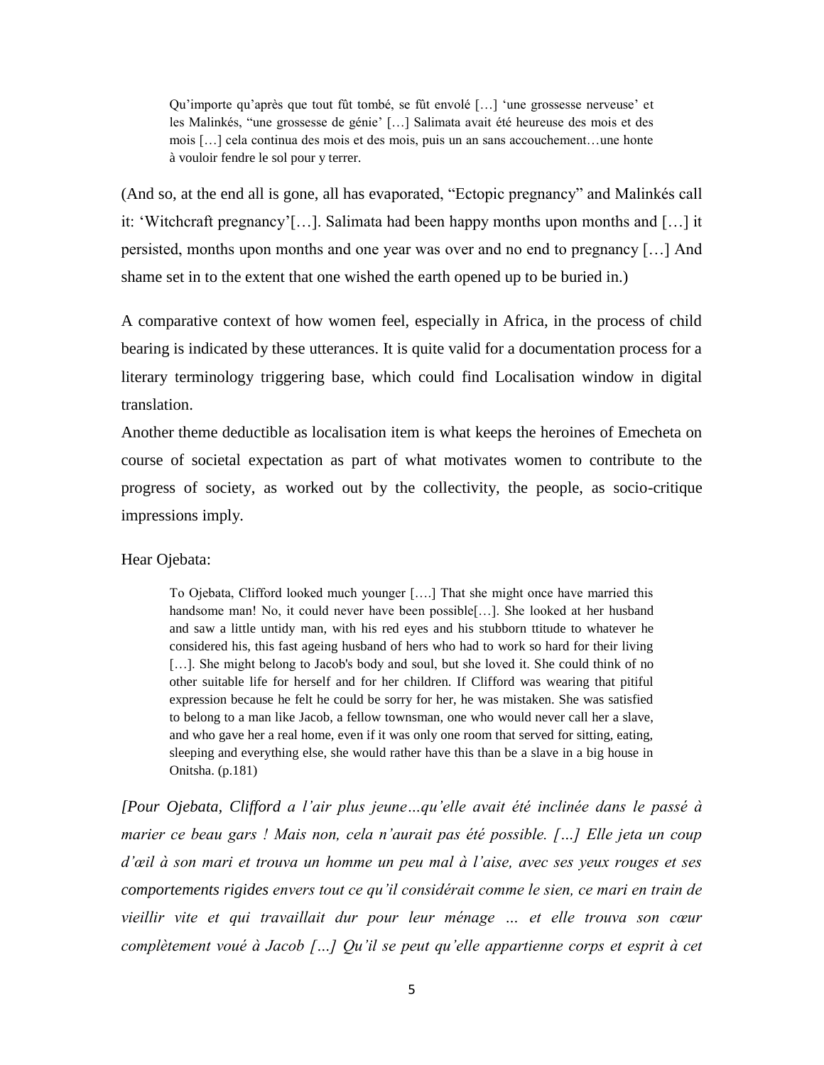> Qu'importe qu'après que tout fût tombé, se fût envolé […] 'une grossesse nerveuse' et les Malinkés, "une grossesse de génie' […] Salimata avait été heureuse des mois et des mois […] cela continua des mois et des mois, puis un an sans accouchement…une honte à vouloir fendre le sol pour y terrer.

(And so, at the end all is gone, all has evaporated, "Ectopic pregnancy" and Malinkés call it: 'Witchcraft pregnancy'[…]. Salimata had been happy months upon months and […] it persisted, months upon months and one year was over and no end to pregnancy […] And shame set in to the extent that one wished the earth opened up to be buried in.)

A comparative context of how women feel, especially in Africa, in the process of child bearing is indicated by these utterances. It is quite valid for a documentation process for a literary terminology triggering base, which could find Localisation window in digital translation.

Another theme deductible as localisation item is what keeps the heroines of Emecheta on course of societal expectation as part of what motivates women to contribute to the progress of society, as worked out by the collectivity, the people, as socio-critique impressions imply.

Hear Ojebata:

> To Ojebata, Clifford looked much younger [….] That she might once have married this handsome man! No, it could never have been possible[…]. She looked at her husband and saw a little untidy man, with his red eyes and his stubborn ttitude to whatever he considered his, this fast ageing husband of hers who had to work so hard for their living […]. She might belong to Jacob's body and soul, but she loved it. She could think of no other suitable life for herself and for her children. If Clifford was wearing that pitiful expression because he felt he could be sorry for her, he was mistaken. She was satisfied to belong to a man like Jacob, a fellow townsman, one who would never call her a slave, and who gave her a real home, even if it was only one room that served for sitting, eating, sleeping and everything else, she would rather have this than be a slave in a big house in Onitsha. (p.181)

*[Pour Ojebata, Clifford a l'air plus jeune…qu'elle avait été inclinée dans le passé à marier ce beau gars ! Mais non, cela n'aurait pas été possible. […] Elle jeta un coup d'œil à son mari et trouva un homme un peu mal à l'aise, avec ses yeux rouges et ses comportements rigides envers tout ce qu'il considérait comme le sien, ce mari en train de vieillir vite et qui travaillait dur pour leur ménage … et elle trouva son cœur complètement voué à Jacob […] Qu'il se peut qu'elle appartienne corps et esprit à cet*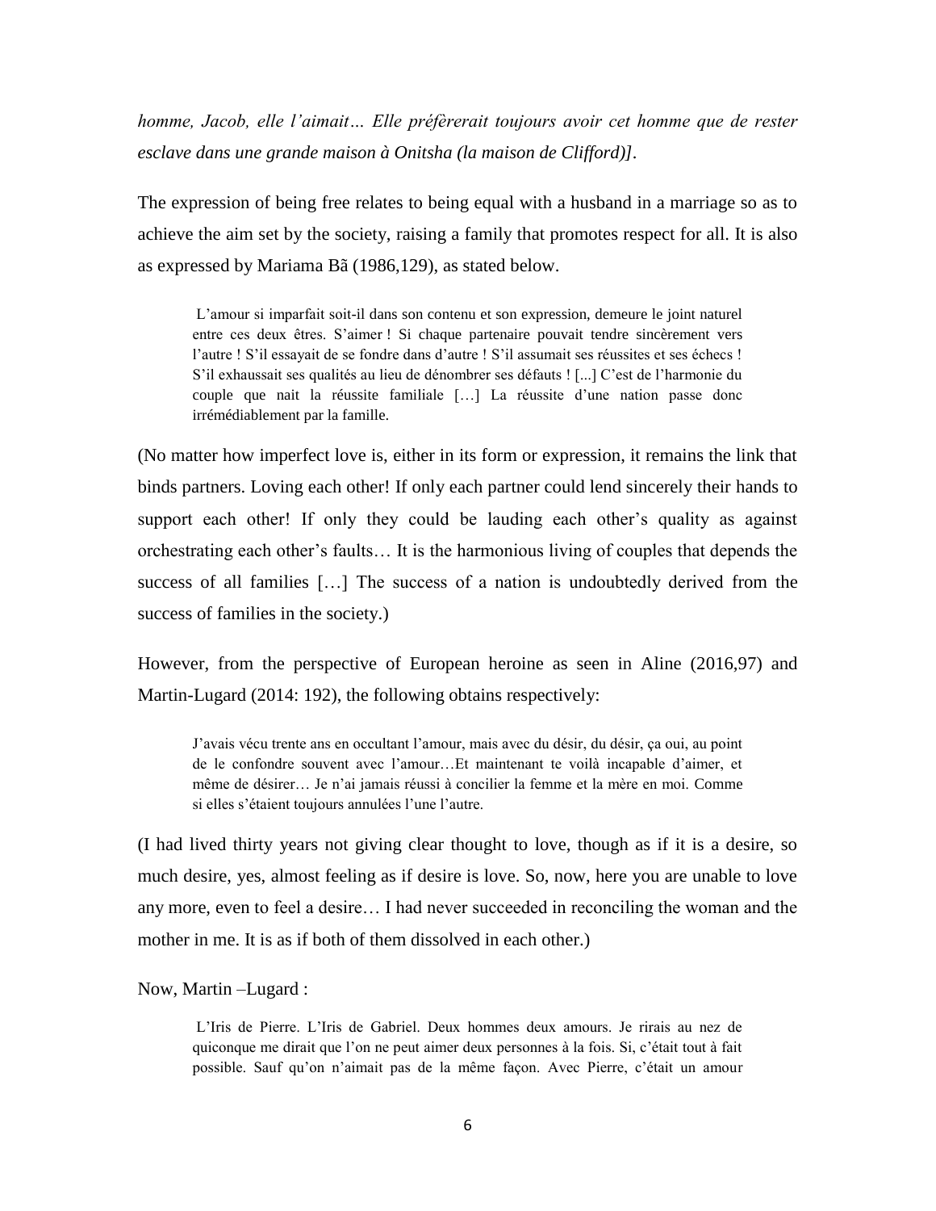*homme, Jacob, elle l'aimait… Elle préfèrerait toujours avoir cet homme que de rester esclave dans une grande maison à Onitsha (la maison de Clifford)]*.

The expression of being free relates to being equal with a husband in a marriage so as to achieve the aim set by the society, raising a family that promotes respect for all. It is also as expressed by Mariama Bã (1986,129), as stated below.

> L'amour si imparfait soit-il dans son contenu et son expression, demeure le joint naturel entre ces deux êtres. S'aimer ! Si chaque partenaire pouvait tendre sincèrement vers l'autre ! S'il essayait de se fondre dans d'autre ! S'il assumait ses réussites et ses échecs ! S'il exhaussait ses qualités au lieu de dénombrer ses défauts ! [...] C'est de l'harmonie du couple que nait la réussite familiale […] La réussite d'une nation passe donc irrémédiablement par la famille.

(No matter how imperfect love is, either in its form or expression, it remains the link that binds partners. Loving each other! If only each partner could lend sincerely their hands to support each other! If only they could be lauding each other's quality as against orchestrating each other's faults… It is the harmonious living of couples that depends the success of all families […] The success of a nation is undoubtedly derived from the success of families in the society.)

However, from the perspective of European heroine as seen in Aline (2016,97) and Martin-Lugard (2014: 192), the following obtains respectively:

> J'avais vécu trente ans en occultant l'amour, mais avec du désir, du désir, ça oui, au point de le confondre souvent avec l'amour…Et maintenant te voilà incapable d'aimer, et même de désirer… Je n'ai jamais réussi à concilier la femme et la mère en moi. Comme si elles s'étaient toujours annulées l'une l'autre.

(I had lived thirty years not giving clear thought to love, though as if it is a desire, so much desire, yes, almost feeling as if desire is love. So, now, here you are unable to love any more, even to feel a desire… I had never succeeded in reconciling the woman and the mother in me. It is as if both of them dissolved in each other.)

Now, Martin –Lugard :

> L'Iris de Pierre. L'Iris de Gabriel. Deux hommes deux amours. Je rirais au nez de quiconque me dirait que l'on ne peut aimer deux personnes à la fois. Si, c'était tout à fait possible. Sauf qu'on n'aimait pas de la même façon. Avec Pierre, c'était un amour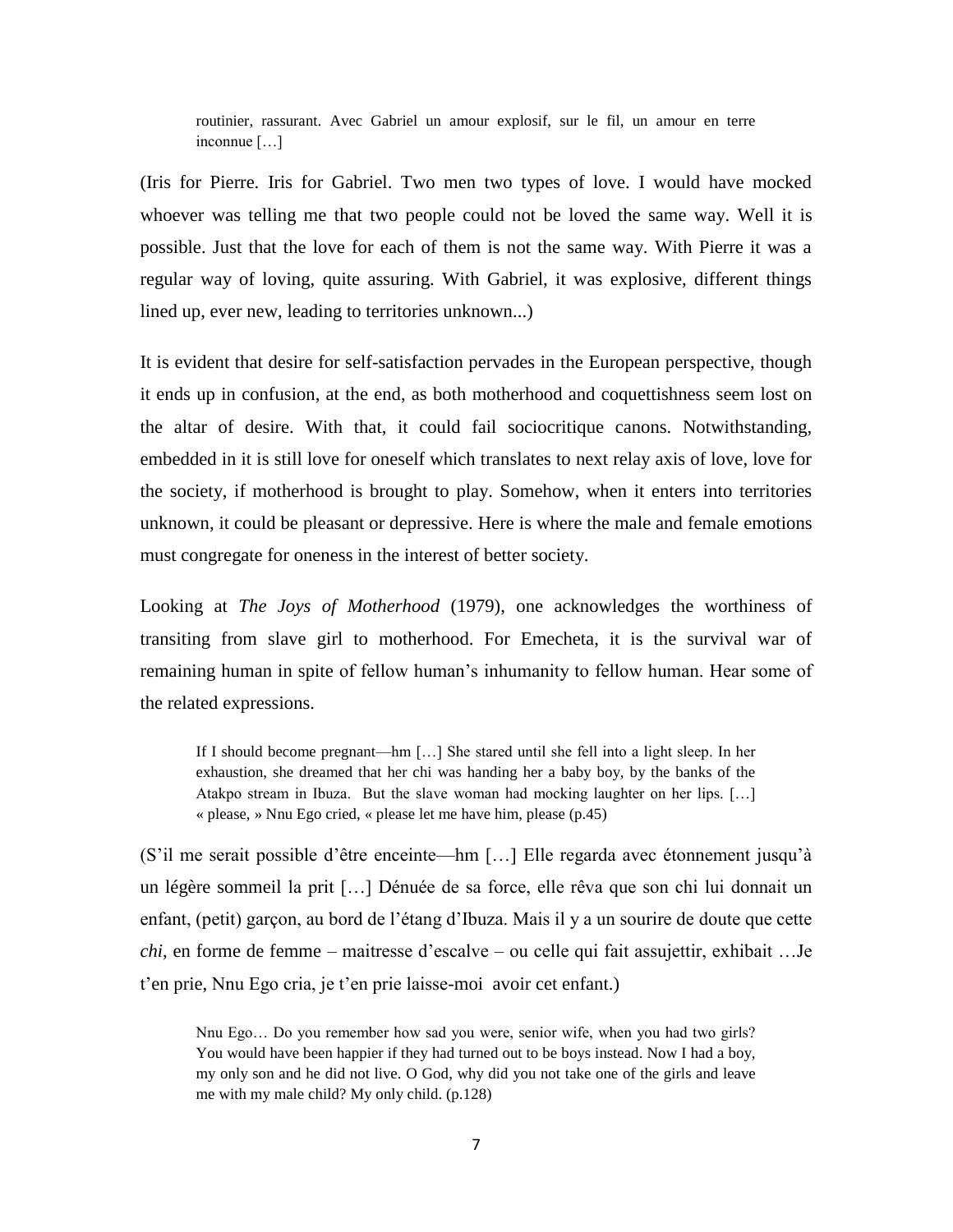> routinier, rassurant. Avec Gabriel un amour explosif, sur le fil, un amour en terre inconnue […]

(Iris for Pierre. Iris for Gabriel. Two men two types of love. I would have mocked whoever was telling me that two people could not be loved the same way. Well it is possible. Just that the love for each of them is not the same way. With Pierre it was a regular way of loving, quite assuring. With Gabriel, it was explosive, different things lined up, ever new, leading to territories unknown...)

It is evident that desire for self-satisfaction pervades in the European perspective, though it ends up in confusion, at the end, as both motherhood and coquettishness seem lost on the altar of desire. With that, it could fail sociocritique canons. Notwithstanding, embedded in it is still love for oneself which translates to next relay axis of love, love for the society, if motherhood is brought to play. Somehow, when it enters into territories unknown, it could be pleasant or depressive. Here is where the male and female emotions must congregate for oneness in the interest of better society.

Looking at *The Joys of Motherhood* (1979), one acknowledges the worthiness of transiting from slave girl to motherhood. For Emecheta, it is the survival war of remaining human in spite of fellow human's inhumanity to fellow human. Hear some of the related expressions.

> If I should become pregnant—hm […] She stared until she fell into a light sleep. In her exhaustion, she dreamed that her chi was handing her a baby boy, by the banks of the Atakpo stream in Ibuza. But the slave woman had mocking laughter on her lips. […] « please, » Nnu Ego cried, « please let me have him, please (p.45)

(S'il me serait possible d'être enceinte—hm […] Elle regarda avec étonnement jusqu'à un légère sommeil la prit […] Dénuée de sa force, elle rêva que son chi lui donnait un enfant, (petit) garçon, au bord de l'étang d'Ibuza. Mais il y a un sourire de doute que cette *chi*, en forme de femme – maitresse d'escalve – ou celle qui fait assujettir, exhibait …Je t'en prie, Nnu Ego cria, je t'en prie laisse-moi avoir cet enfant.)

> Nnu Ego… Do you remember how sad you were, senior wife, when you had two girls? You would have been happier if they had turned out to be boys instead. Now I had a boy, my only son and he did not live. O God, why did you not take one of the girls and leave me with my male child? My only child. (p.128)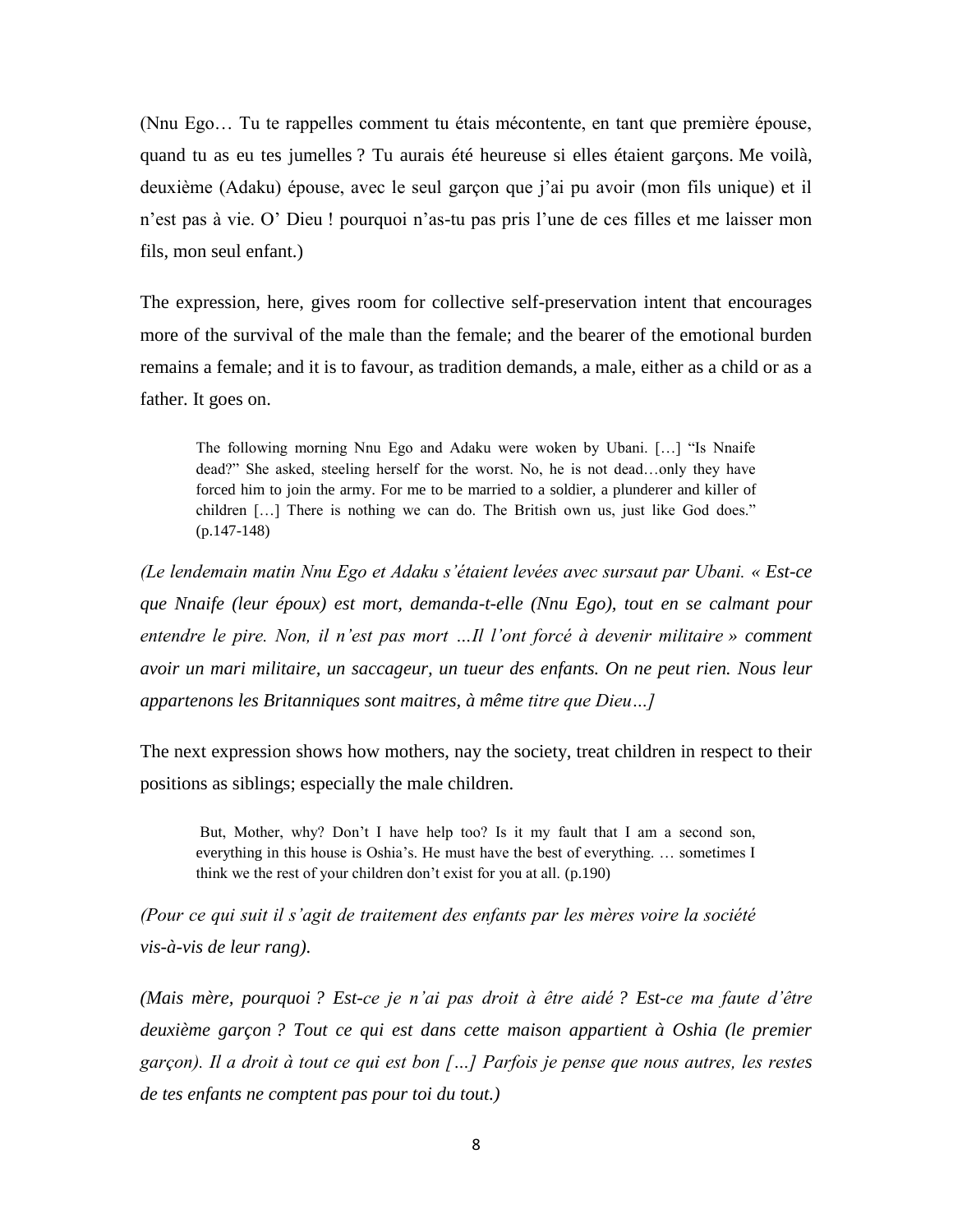(Nnu Ego… Tu te rappelles comment tu étais mécontente, en tant que première épouse, quand tu as eu tes jumelles ? Tu aurais été heureuse si elles étaient garçons. Me voilà, deuxième (Adaku) épouse, avec le seul garçon que j'ai pu avoir (mon fils unique) et il n'est pas à vie. O' Dieu ! pourquoi n'as-tu pas pris l'une de ces filles et me laisser mon fils, mon seul enfant.)

The expression, here, gives room for collective self-preservation intent that encourages more of the survival of the male than the female; and the bearer of the emotional burden remains a female; and it is to favour, as tradition demands, a male, either as a child or as a father. It goes on.

> The following morning Nnu Ego and Adaku were woken by Ubani. […] "Is Nnaife dead?" She asked, steeling herself for the worst. No, he is not dead…only they have forced him to join the army. For me to be married to a soldier, a plunderer and killer of children […] There is nothing we can do. The British own us, just like God does." (p.147-148)

*(Le lendemain matin Nnu Ego et Adaku s'étaient levées avec sursaut par Ubani. « Est-ce que Nnaife (leur époux) est mort, demanda-t-elle (Nnu Ego), tout en se calmant pour entendre le pire. Non, il n'est pas mort …Il l'ont forcé à devenir militaire » comment avoir un mari militaire, un saccageur, un tueur des enfants. On ne peut rien. Nous leur appartenons les Britanniques sont maitres, à même titre que Dieu…]*

The next expression shows how mothers, nay the society, treat children in respect to their positions as siblings; especially the male children.

> But, Mother, why? Don't I have help too? Is it my fault that I am a second son, everything in this house is Oshia's. He must have the best of everything. … sometimes I think we the rest of your children don't exist for you at all. (p.190)

*(Pour ce qui suit il s'agit de traitement des enfants par les mères voire la société vis-à-vis de leur rang).*

*(Mais mère, pourquoi ? Est-ce je n'ai pas droit à être aidé ? Est-ce ma faute d'être deuxième garçon ? Tout ce qui est dans cette maison appartient à Oshia (le premier garçon). Il a droit à tout ce qui est bon […] Parfois je pense que nous autres, les restes de tes enfants ne comptent pas pour toi du tout.)*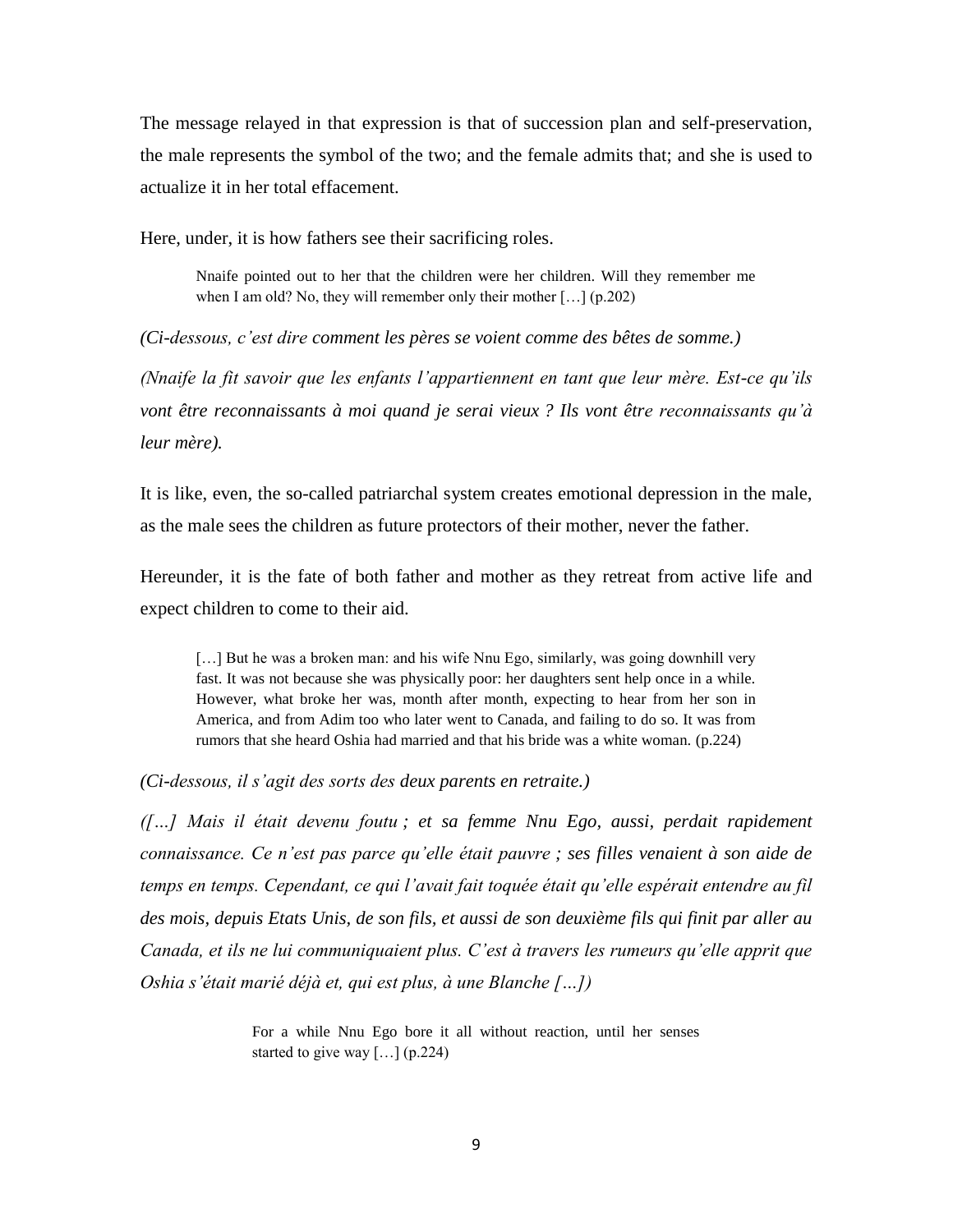The message relayed in that expression is that of succession plan and self-preservation, the male represents the symbol of the two; and the female admits that; and she is used to actualize it in her total effacement.

Here, under, it is how fathers see their sacrificing roles.

> Nnaife pointed out to her that the children were her children. Will they remember me when I am old? No, they will remember only their mother […] (p.202)

*(Ci-dessous, c'est dire comment les pères se voient comme des bêtes de somme.)*

*(Nnaife la fit savoir que les enfants l'appartiennent en tant que leur mère. Est-ce qu'ils vont être reconnaissants à moi quand je serai vieux ? Ils vont être reconnaissants qu'à leur mère).*

It is like, even, the so-called patriarchal system creates emotional depression in the male, as the male sees the children as future protectors of their mother, never the father.

Hereunder, it is the fate of both father and mother as they retreat from active life and expect children to come to their aid.

> […] But he was a broken man: and his wife Nnu Ego, similarly, was going downhill very fast. It was not because she was physically poor: her daughters sent help once in a while. However, what broke her was, month after month, expecting to hear from her son in America, and from Adim too who later went to Canada, and failing to do so. It was from rumors that she heard Oshia had married and that his bride was a white woman. (p.224)

*(Ci-dessous, il s'agit des sorts des deux parents en retraite.)*

*([…] Mais il était devenu foutu ; et sa femme Nnu Ego, aussi, perdait rapidement connaissance. Ce n'est pas parce qu'elle était pauvre ; ses filles venaient à son aide de temps en temps. Cependant, ce qui l'avait fait toquée était qu'elle espérait entendre au fil des mois, depuis Etats Unis, de son fils, et aussi de son deuxième fils qui finit par aller au Canada, et ils ne lui communiquaient plus. C'est à travers les rumeurs qu'elle apprit que Oshia s'était marié déjà et, qui est plus, à une Blanche […])*

> For a while Nnu Ego bore it all without reaction, until her senses started to give way […] (p.224)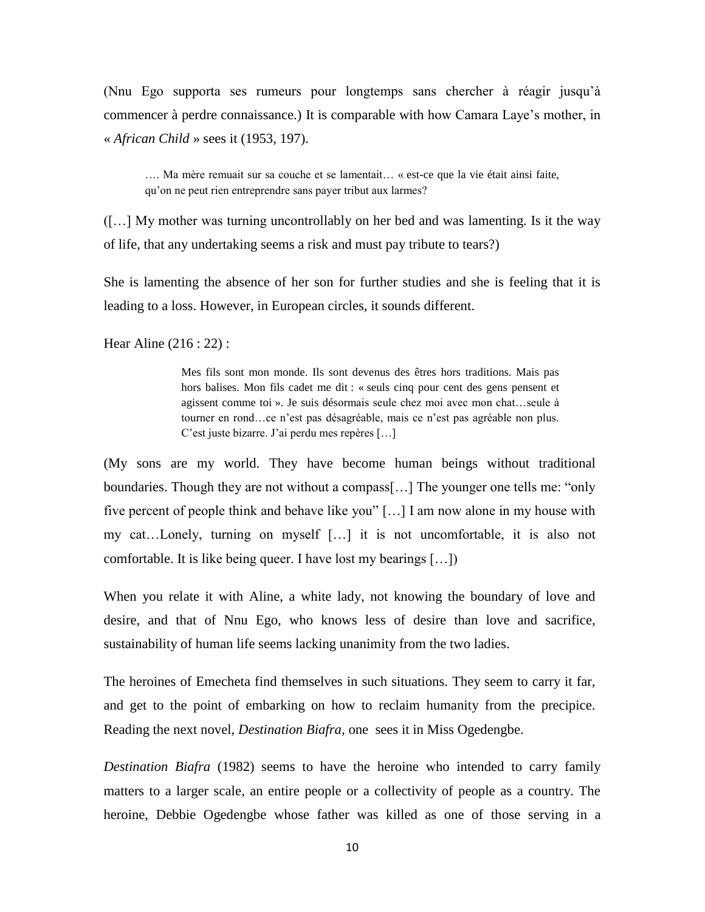(Nnu Ego supporta ses rumeurs pour longtemps sans chercher à réagir jusqu'à commencer à perdre connaissance.) It is comparable with how Camara Laye's mother, in « *African Child* » sees it (1953, 197).

> …. Ma mère remuait sur sa couche et se lamentait… « est-ce que la vie était ainsi faite, qu'on ne peut rien entreprendre sans payer tribut aux larmes?

([…] My mother was turning uncontrollably on her bed and was lamenting. Is it the way of life, that any undertaking seems a risk and must pay tribute to tears?)

She is lamenting the absence of her son for further studies and she is feeling that it is leading to a loss. However, in European circles, it sounds different.

Hear Aline (216 : 22) :

> Mes fils sont mon monde. Ils sont devenus des êtres hors traditions. Mais pas hors balises. Mon fils cadet me dit : « seuls cinq pour cent des gens pensent et agissent comme toi ». Je suis désormais seule chez moi avec mon chat…seule à tourner en rond…ce n'est pas désagréable, mais ce n'est pas agréable non plus. C'est juste bizarre. J'ai perdu mes repères […]

(My sons are my world. They have become human beings without traditional boundaries. Though they are not without a compass[…] The younger one tells me: "only five percent of people think and behave like you" […] I am now alone in my house with my cat…Lonely, turning on myself […] it is not uncomfortable, it is also not comfortable. It is like being queer. I have lost my bearings […])

When you relate it with Aline, a white lady, not knowing the boundary of love and desire, and that of Nnu Ego, who knows less of desire than love and sacrifice, sustainability of human life seems lacking unanimity from the two ladies.

The heroines of Emecheta find themselves in such situations. They seem to carry it far, and get to the point of embarking on how to reclaim humanity from the precipice. Reading the next novel, *Destination Biafra*, one sees it in Miss Ogedengbe.

*Destination Biafra* (1982) seems to have the heroine who intended to carry family matters to a larger scale, an entire people or a collectivity of people as a country. The heroine, Debbie Ogedengbe whose father was killed as one of those serving in a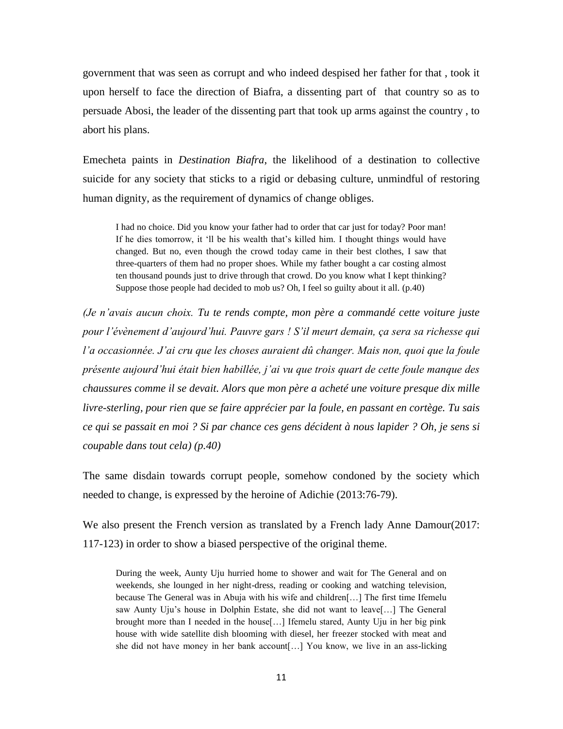government that was seen as corrupt and who indeed despised her father for that , took it upon herself to face the direction of Biafra, a dissenting part of that country so as to persuade Abosi, the leader of the dissenting part that took up arms against the country , to abort his plans.

Emecheta paints in *Destination Biafra*, the likelihood of a destination to collective suicide for any society that sticks to a rigid or debasing culture, unmindful of restoring human dignity, as the requirement of dynamics of change obliges.

> I had no choice. Did you know your father had to order that car just for today? Poor man! If he dies tomorrow, it 'll be his wealth that's killed him. I thought things would have changed. But no, even though the crowd today came in their best clothes, I saw that three-quarters of them had no proper shoes. While my father bought a car costing almost ten thousand pounds just to drive through that crowd. Do you know what I kept thinking? Suppose those people had decided to mob us? Oh, I feel so guilty about it all. (p.40)

*(Je n'avais aucun choix. Tu te rends compte, mon père a commandé cette voiture juste pour l'évènement d'aujourd'hui. Pauvre gars ! S'il meurt demain, ça sera sa richesse qui l'a occasionnée. J'ai cru que les choses auraient dû changer. Mais non, quoi que la foule présente aujourd'hui était bien habillée, j'ai vu que trois quart de cette foule manque des chaussures comme il se devait. Alors que mon père a acheté une voiture presque dix mille livre-sterling, pour rien que se faire apprécier par la foule, en passant en cortège. Tu sais ce qui se passait en moi ? Si par chance ces gens décident à nous lapider ? Oh, je sens si coupable dans tout cela) (p.40)*

The same disdain towards corrupt people, somehow condoned by the society which needed to change, is expressed by the heroine of Adichie (2013:76-79).

We also present the French version as translated by a French lady Anne Damour(2017: 117-123) in order to show a biased perspective of the original theme.

> During the week, Aunty Uju hurried home to shower and wait for The General and on weekends, she lounged in her night-dress, reading or cooking and watching television, because The General was in Abuja with his wife and children[…] The first time Ifemelu saw Aunty Uju's house in Dolphin Estate, she did not want to leave[…] The General brought more than I needed in the house[…] Ifemelu stared, Aunty Uju in her big pink house with wide satellite dish blooming with diesel, her freezer stocked with meat and she did not have money in her bank account[…] You know, we live in an ass-licking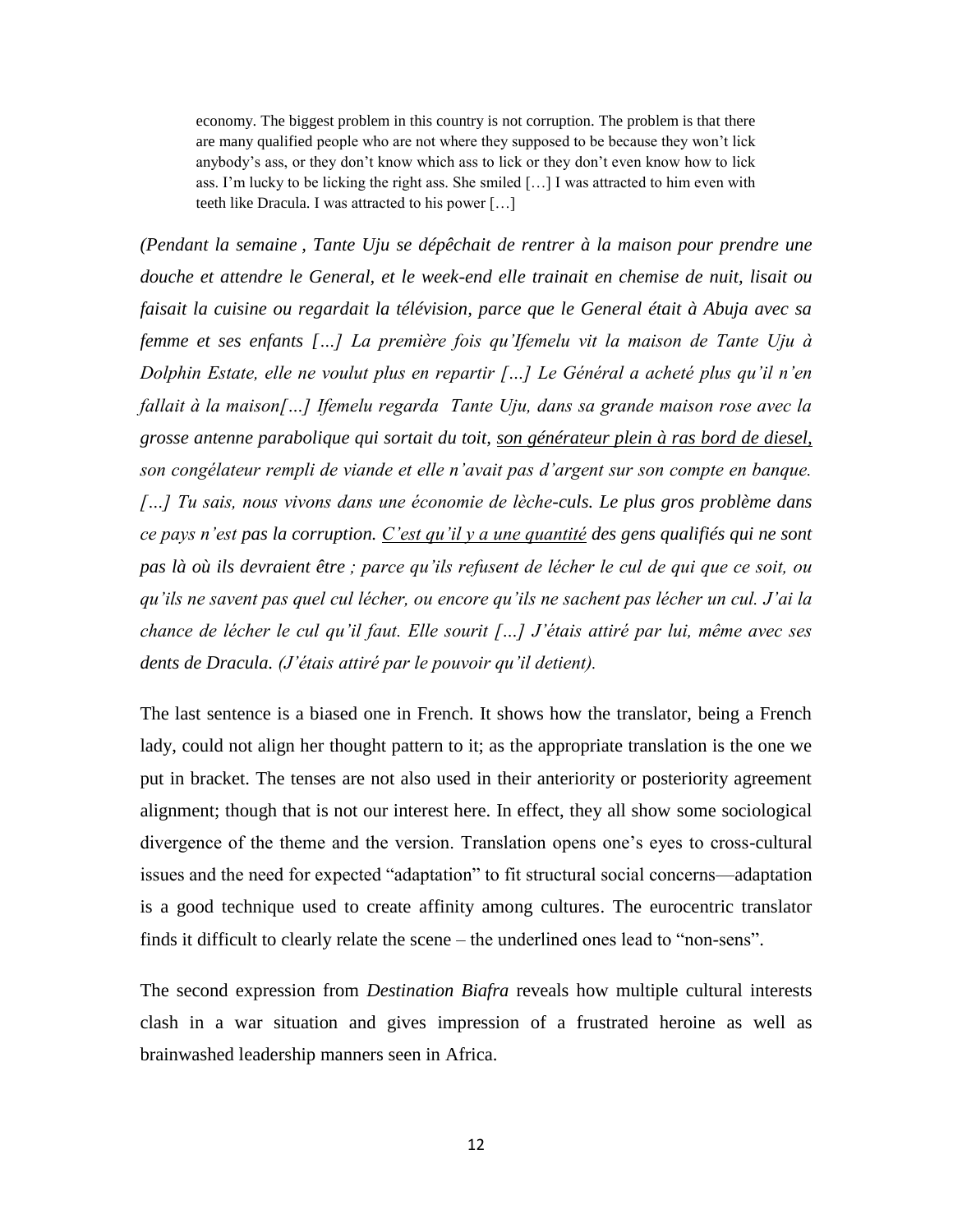> economy. The biggest problem in this country is not corruption. The problem is that there are many qualified people who are not where they supposed to be because they won't lick anybody's ass, or they don't know which ass to lick or they don't even know how to lick ass. I'm lucky to be licking the right ass. She smiled […] I was attracted to him even with teeth like Dracula. I was attracted to his power […]

*(Pendant la semaine , Tante Uju se dépêchait de rentrer à la maison pour prendre une douche et attendre le General, et le week-end elle trainait en chemise de nuit, lisait ou faisait la cuisine ou regardait la télévision, parce que le General était à Abuja avec sa femme et ses enfants […] La première fois qu'Ifemelu vit la maison de Tante Uju à Dolphin Estate, elle ne voulut plus en repartir […] Le Général a acheté plus qu'il n'en fallait à la maison[…] Ifemelu regarda Tante Uju, dans sa grande maison rose avec la grosse antenne parabolique qui sortait du toit, <u>son générateur plein à ras bord de diesel,</u> son congélateur rempli de viande et elle n'avait pas d'argent sur son compte en banque. […] Tu sais, nous vivons dans une économie de lèche-culs. Le plus gros problème dans ce pays n'est pas la corruption. <u>C'est qu'il y a une quantité</u> des gens qualifiés qui ne sont pas là où ils devraient être ; parce qu'ils refusent de lécher le cul de qui que ce soit, ou qu'ils ne savent pas quel cul lécher, ou encore qu'ils ne sachent pas lécher un cul. J'ai la chance de lécher le cul qu'il faut. Elle sourit […] J'étais attiré par lui, même avec ses dents de Dracula. (J'étais attiré par le pouvoir qu'il detient).*

The last sentence is a biased one in French. It shows how the translator, being a French lady, could not align her thought pattern to it; as the appropriate translation is the one we put in bracket. The tenses are not also used in their anteriority or posteriority agreement alignment; though that is not our interest here. In effect, they all show some sociological divergence of the theme and the version. Translation opens one's eyes to cross-cultural issues and the need for expected "adaptation" to fit structural social concerns—adaptation is a good technique used to create affinity among cultures. The eurocentric translator finds it difficult to clearly relate the scene – the underlined ones lead to "non-sens".

The second expression from *Destination Biafra* reveals how multiple cultural interests clash in a war situation and gives impression of a frustrated heroine as well as brainwashed leadership manners seen in Africa.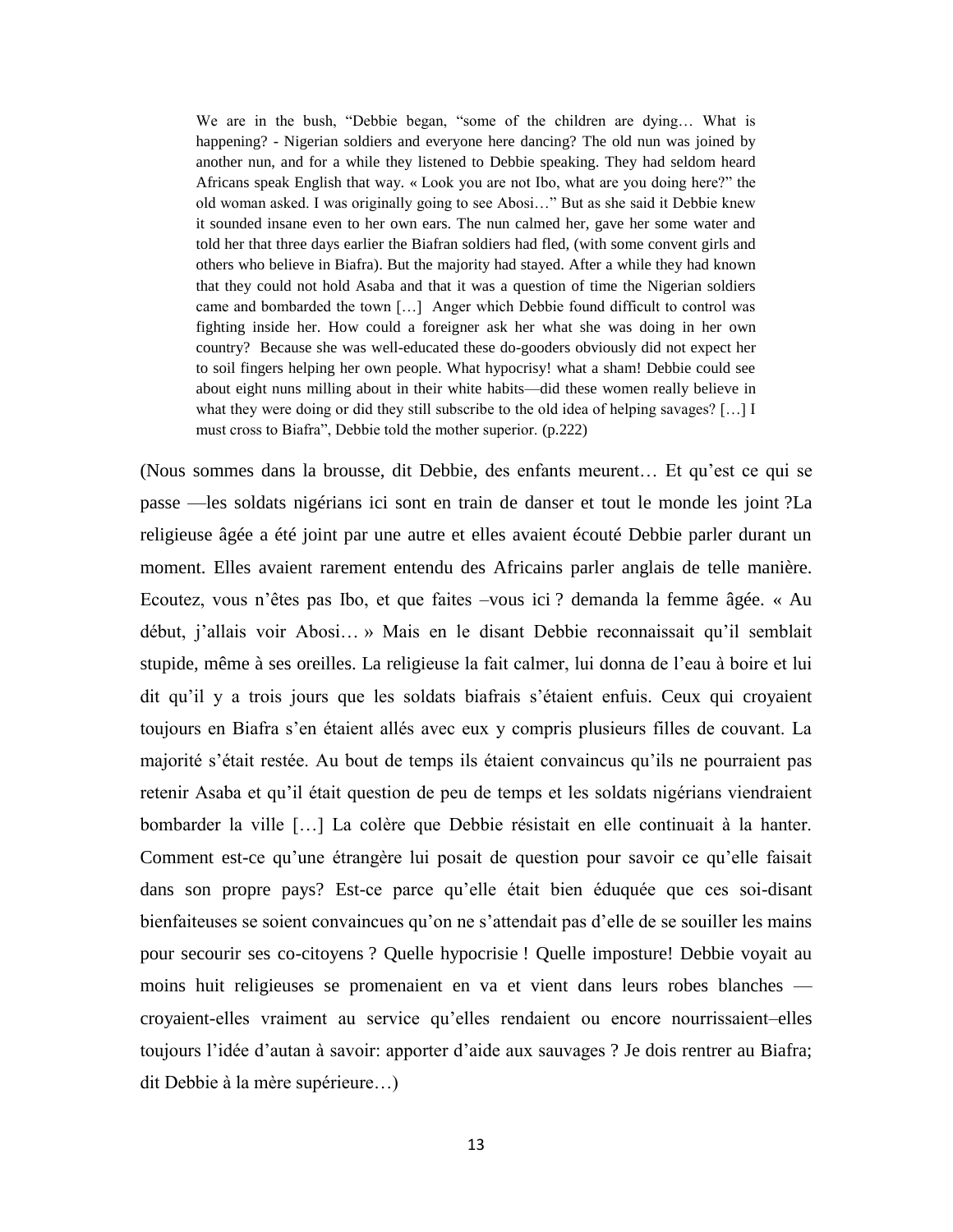> We are in the bush, "Debbie began, "some of the children are dying… What is happening? - Nigerian soldiers and everyone here dancing? The old nun was joined by another nun, and for a while they listened to Debbie speaking. They had seldom heard Africans speak English that way. « Look you are not Ibo, what are you doing here?" the old woman asked. I was originally going to see Abosi…" But as she said it Debbie knew it sounded insane even to her own ears. The nun calmed her, gave her some water and told her that three days earlier the Biafran soldiers had fled, (with some convent girls and others who believe in Biafra). But the majority had stayed. After a while they had known that they could not hold Asaba and that it was a question of time the Nigerian soldiers came and bombarded the town […] Anger which Debbie found difficult to control was fighting inside her. How could a foreigner ask her what she was doing in her own country? Because she was well-educated these do-gooders obviously did not expect her to soil fingers helping her own people. What hypocrisy! what a sham! Debbie could see about eight nuns milling about in their white habits—did these women really believe in what they were doing or did they still subscribe to the old idea of helping savages? […] I must cross to Biafra", Debbie told the mother superior. (p.222)

(Nous sommes dans la brousse, dit Debbie, des enfants meurent… Et qu'est ce qui se passe —les soldats nigérians ici sont en train de danser et tout le monde les joint ?La religieuse âgée a été joint par une autre et elles avaient écouté Debbie parler durant un moment. Elles avaient rarement entendu des Africains parler anglais de telle manière. Ecoutez, vous n'êtes pas Ibo, et que faites –vous ici ? demanda la femme âgée. « Au début, j'allais voir Abosi… » Mais en le disant Debbie reconnaissait qu'il semblait stupide, même à ses oreilles. La religieuse la fait calmer, lui donna de l'eau à boire et lui dit qu'il y a trois jours que les soldats biafrais s'étaient enfuis. Ceux qui croyaient toujours en Biafra s'en étaient allés avec eux y compris plusieurs filles de couvant. La majorité s'était restée. Au bout de temps ils étaient convaincus qu'ils ne pourraient pas retenir Asaba et qu'il était question de peu de temps et les soldats nigérians viendraient bombarder la ville […] La colère que Debbie résistait en elle continuait à la hanter. Comment est-ce qu'une étrangère lui posait de question pour savoir ce qu'elle faisait dans son propre pays? Est-ce parce qu'elle était bien éduquée que ces soi-disant bienfaiteuses se soient convaincues qu'on ne s'attendait pas d'elle de se souiller les mains pour secourir ses co-citoyens ? Quelle hypocrisie ! Quelle imposture! Debbie voyait au moins huit religieuses se promenaient en va et vient dans leurs robes blanches — croyaient-elles vraiment au service qu'elles rendaient ou encore nourrissaient–elles toujours l'idée d'autan à savoir: apporter d'aide aux sauvages ? Je dois rentrer au Biafra; dit Debbie à la mère supérieure…)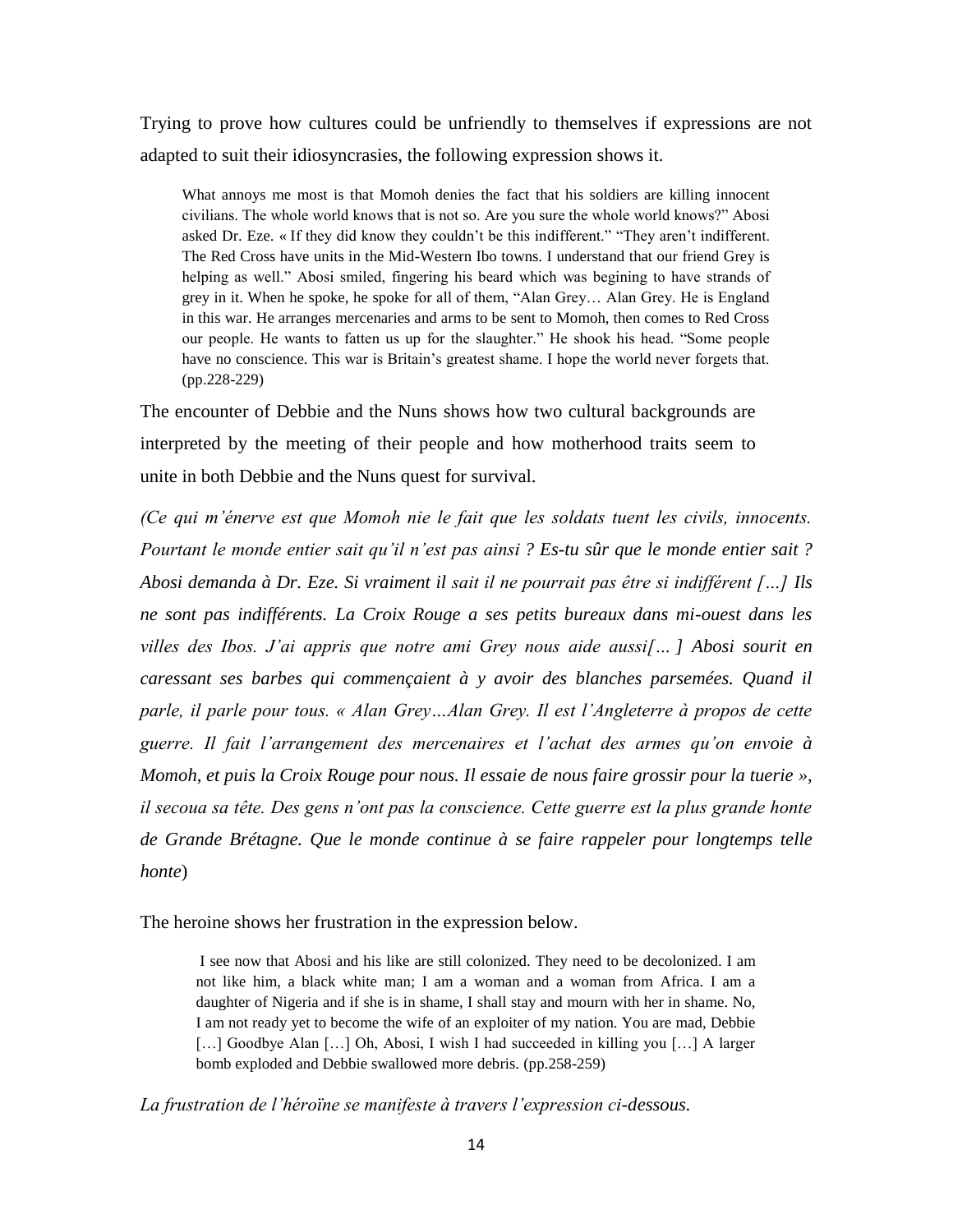Trying to prove how cultures could be unfriendly to themselves if expressions are not adapted to suit their idiosyncrasies, the following expression shows it.

> What annoys me most is that Momoh denies the fact that his soldiers are killing innocent civilians. The whole world knows that is not so. Are you sure the whole world knows?" Abosi asked Dr. Eze. « If they did know they couldn't be this indifferent." "They aren't indifferent. The Red Cross have units in the Mid-Western Ibo towns. I understand that our friend Grey is helping as well." Abosi smiled, fingering his beard which was begining to have strands of grey in it. When he spoke, he spoke for all of them, "Alan Grey… Alan Grey. He is England in this war. He arranges mercenaries and arms to be sent to Momoh, then comes to Red Cross our people. He wants to fatten us up for the slaughter." He shook his head. "Some people have no conscience. This war is Britain's greatest shame. I hope the world never forgets that. (pp.228-229)

The encounter of Debbie and the Nuns shows how two cultural backgrounds are interpreted by the meeting of their people and how motherhood traits seem to unite in both Debbie and the Nuns quest for survival.

*(Ce qui m'énerve est que Momoh nie le fait que les soldats tuent les civils, innocents. Pourtant le monde entier sait qu'il n'est pas ainsi ? Es-tu sûr que le monde entier sait ? Abosi demanda à Dr. Eze. Si vraiment il sait il ne pourrait pas être si indifférent […] Ils ne sont pas indifférents. La Croix Rouge a ses petits bureaux dans mi-ouest dans les villes des Ibos. J'ai appris que notre ami Grey nous aide aussi[… ] Abosi sourit en caressant ses barbes qui commençaient à y avoir des blanches parsemées. Quand il parle, il parle pour tous. « Alan Grey…Alan Grey. Il est l'Angleterre à propos de cette guerre. Il fait l'arrangement des mercenaires et l'achat des armes qu'on envoie à Momoh, et puis la Croix Rouge pour nous. Il essaie de nous faire grossir pour la tuerie », il secoua sa tête. Des gens n'ont pas la conscience. Cette guerre est la plus grande honte de Grande Brétagne. Que le monde continue à se faire rappeler pour longtemps telle honte*)

The heroine shows her frustration in the expression below.

> I see now that Abosi and his like are still colonized. They need to be decolonized. I am not like him, a black white man; I am a woman and a woman from Africa. I am a daughter of Nigeria and if she is in shame, I shall stay and mourn with her in shame. No, I am not ready yet to become the wife of an exploiter of my nation. You are mad, Debbie […] Goodbye Alan […] Oh, Abosi, I wish I had succeeded in killing you […] A larger bomb exploded and Debbie swallowed more debris. (pp.258-259)

*La frustration de l'héroïne se manifeste à travers l'expression ci-dessous.*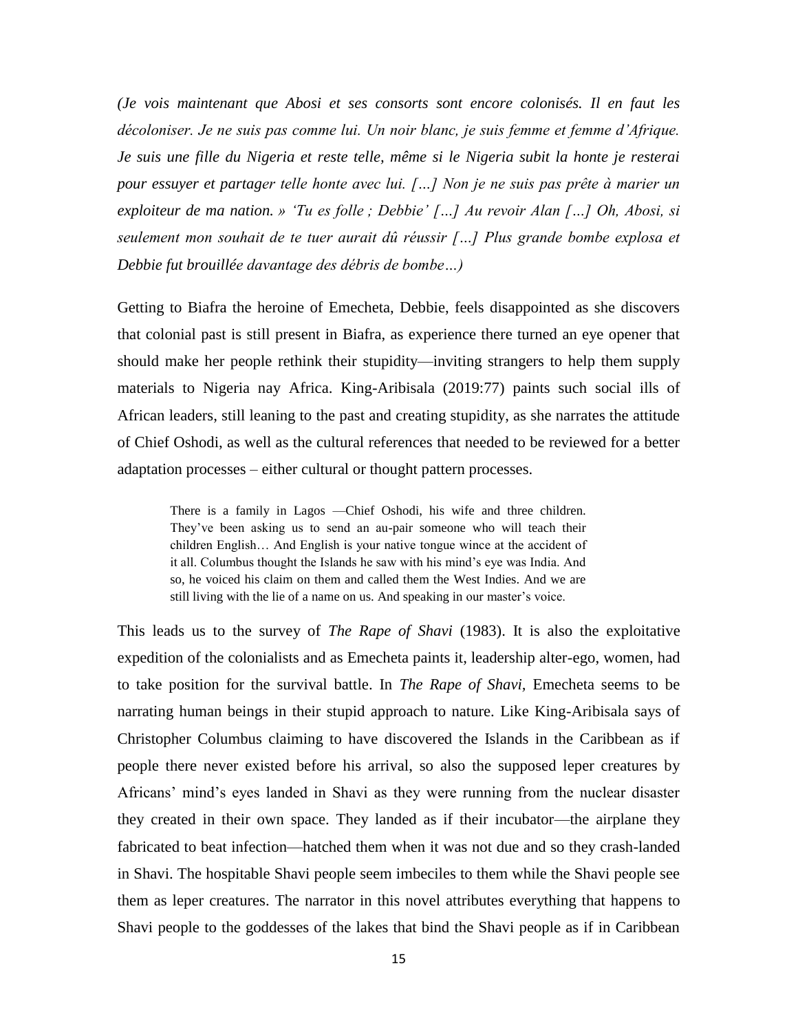*(Je vois maintenant que Abosi et ses consorts sont encore colonisés. Il en faut les décoloniser. Je ne suis pas comme lui. Un noir blanc, je suis femme et femme d'Afrique. Je suis une fille du Nigeria et reste telle, même si le Nigeria subit la honte je resterai pour essuyer et partager telle honte avec lui. […] Non je ne suis pas prête à marier un exploiteur de ma nation. » 'Tu es folle ; Debbie' […] Au revoir Alan […] Oh, Abosi, si seulement mon souhait de te tuer aurait dû réussir […] Plus grande bombe explosa et Debbie fut brouillée davantage des débris de bombe…)*

Getting to Biafra the heroine of Emecheta, Debbie, feels disappointed as she discovers that colonial past is still present in Biafra, as experience there turned an eye opener that should make her people rethink their stupidity—inviting strangers to help them supply materials to Nigeria nay Africa. King-Aribisala (2019:77) paints such social ills of African leaders, still leaning to the past and creating stupidity, as she narrates the attitude of Chief Oshodi, as well as the cultural references that needed to be reviewed for a better adaptation processes – either cultural or thought pattern processes.

> There is a family in Lagos —Chief Oshodi, his wife and three children. They've been asking us to send an au-pair someone who will teach their children English… And English is your native tongue wince at the accident of it all. Columbus thought the Islands he saw with his mind's eye was India. And so, he voiced his claim on them and called them the West Indies. And we are still living with the lie of a name on us. And speaking in our master's voice.

This leads us to the survey of *The Rape of Shavi* (1983). It is also the exploitative expedition of the colonialists and as Emecheta paints it, leadership alter-ego, women, had to take position for the survival battle. In *The Rape of Shavi*, Emecheta seems to be narrating human beings in their stupid approach to nature. Like King-Aribisala says of Christopher Columbus claiming to have discovered the Islands in the Caribbean as if people there never existed before his arrival, so also the supposed leper creatures by Africans' mind's eyes landed in Shavi as they were running from the nuclear disaster they created in their own space. They landed as if their incubator—the airplane they fabricated to beat infection—hatched them when it was not due and so they crash-landed in Shavi. The hospitable Shavi people seem imbeciles to them while the Shavi people see them as leper creatures. The narrator in this novel attributes everything that happens to Shavi people to the goddesses of the lakes that bind the Shavi people as if in Caribbean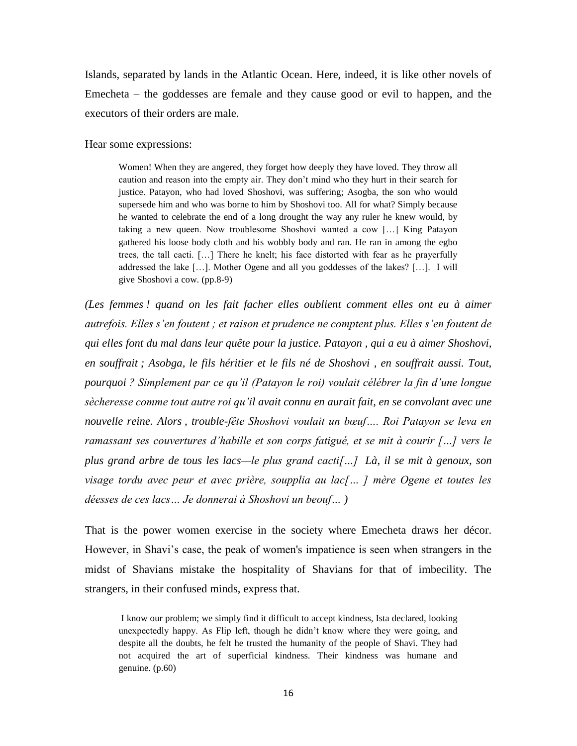Islands, separated by lands in the Atlantic Ocean. Here, indeed, it is like other novels of Emecheta – the goddesses are female and they cause good or evil to happen, and the executors of their orders are male.

Hear some expressions:

> Women! When they are angered, they forget how deeply they have loved. They throw all caution and reason into the empty air. They don't mind who they hurt in their search for justice. Patayon, who had loved Shoshovi, was suffering; Asogba, the son who would supersede him and who was borne to him by Shoshovi too. All for what? Simply because he wanted to celebrate the end of a long drought the way any ruler he knew would, by taking a new queen. Now troublesome Shoshovi wanted a cow […] King Patayon gathered his loose body cloth and his wobbly body and ran. He ran in among the egbo trees, the tall cacti. […] There he knelt; his face distorted with fear as he prayerfully addressed the lake […]. Mother Ogene and all you goddesses of the lakes? […]. I will give Shoshovi a cow. (pp.8-9)

*(Les femmes ! quand on les fait facher elles oublient comment elles ont eu à aimer autrefois. Elles s'en foutent ; et raison et prudence ne comptent plus. Elles s'en foutent de qui elles font du mal dans leur quête pour la justice. Patayon , qui a eu à aimer Shoshovi, en souffrait ; Asobga, le fils héritier et le fils né de Shoshovi , en souffrait aussi. Tout, pourquoi ? Simplement par ce qu'il (Patayon le roi) voulait célébrer la fin d'une longue sècheresse comme tout autre roi qu'il avait connu en aurait fait, en se convolant avec une nouvelle reine. Alors , trouble-fête Shoshovi voulait un bœuf…. Roi Patayon se leva en ramassant ses couvertures d'habille et son corps fatigué, et se mit à courir […] vers le plus grand arbre de tous les lacs—le plus grand cacti[…] Là, il se mit à genoux, son visage tordu avec peur et avec prière, soupplia au lac[… ] mère Ogene et toutes les déesses de ces lacs… Je donnerai à Shoshovi un beouf… )*

That is the power women exercise in the society where Emecheta draws her décor. However, in Shavi's case, the peak of women's impatience is seen when strangers in the midst of Shavians mistake the hospitality of Shavians for that of imbecility. The strangers, in their confused minds, express that.

> I know our problem; we simply find it difficult to accept kindness, Ista declared, looking unexpectedly happy. As Flip left, though he didn't know where they were going, and despite all the doubts, he felt he trusted the humanity of the people of Shavi. They had not acquired the art of superficial kindness. Their kindness was humane and genuine. (p.60)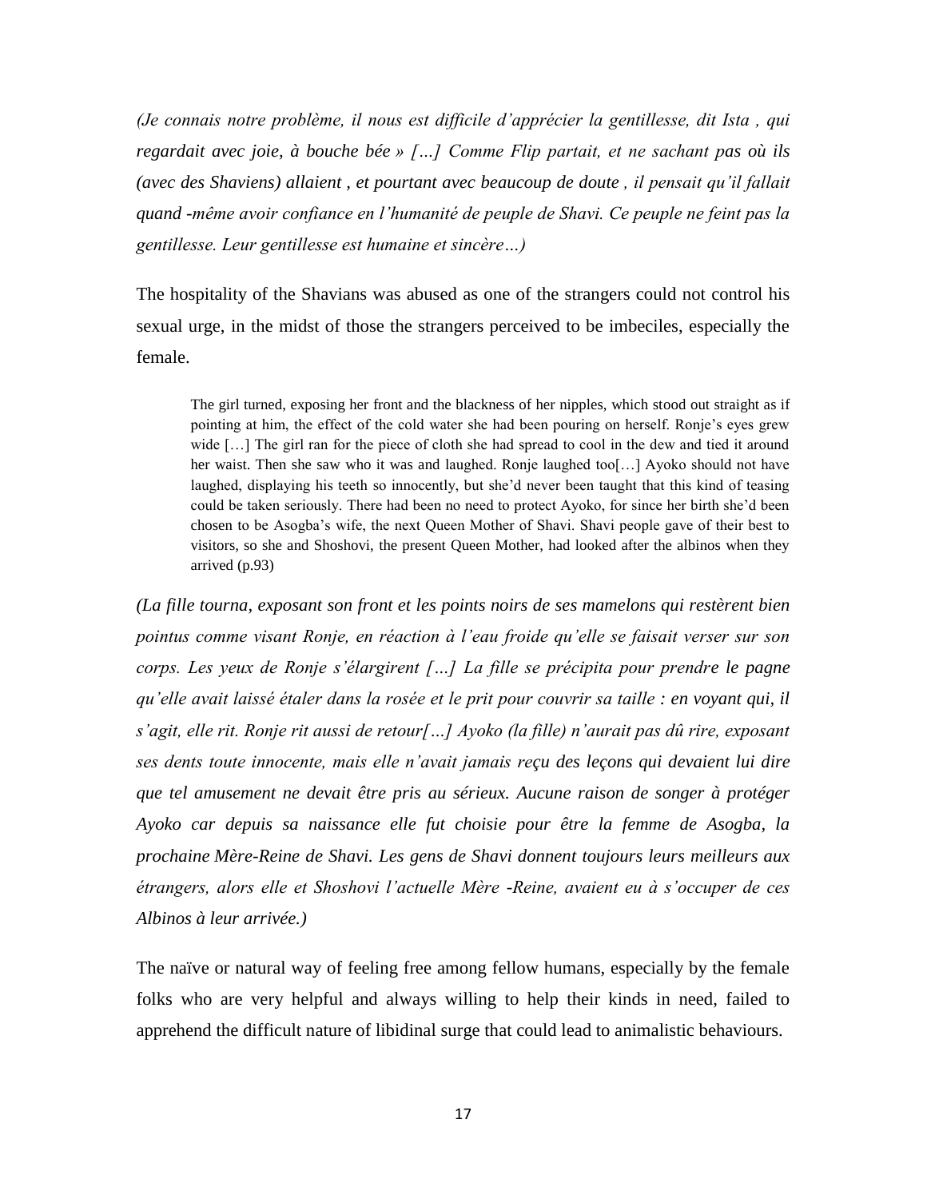*(Je connais notre problème, il nous est difficile d'apprécier la gentillesse, dit Ista , qui regardait avec joie, à bouche bée » […] Comme Flip partait, et ne sachant pas où ils (avec des Shaviens) allaient , et pourtant avec beaucoup de doute , il pensait qu'il fallait quand -même avoir confiance en l'humanité de peuple de Shavi. Ce peuple ne feint pas la gentillesse. Leur gentillesse est humaine et sincère…)*

The hospitality of the Shavians was abused as one of the strangers could not control his sexual urge, in the midst of those the strangers perceived to be imbeciles, especially the female.

> The girl turned, exposing her front and the blackness of her nipples, which stood out straight as if pointing at him, the effect of the cold water she had been pouring on herself. Ronje's eyes grew wide […] The girl ran for the piece of cloth she had spread to cool in the dew and tied it around her waist. Then she saw who it was and laughed. Ronje laughed too[…] Ayoko should not have laughed, displaying his teeth so innocently, but she'd never been taught that this kind of teasing could be taken seriously. There had been no need to protect Ayoko, for since her birth she'd been chosen to be Asogba's wife, the next Queen Mother of Shavi. Shavi people gave of their best to visitors, so she and Shoshovi, the present Queen Mother, had looked after the albinos when they arrived (p.93)

*(La fille tourna, exposant son front et les points noirs de ses mamelons qui restèrent bien pointus comme visant Ronje, en réaction à l'eau froide qu'elle se faisait verser sur son corps. Les yeux de Ronje s'élargirent […] La fille se précipita pour prendre le pagne qu'elle avait laissé étaler dans la rosée et le prit pour couvrir sa taille : en voyant qui, il s'agit, elle rit. Ronje rit aussi de retour[…] Ayoko (la fille) n'aurait pas dû rire, exposant ses dents toute innocente, mais elle n'avait jamais reçu des leçons qui devaient lui dire que tel amusement ne devait être pris au sérieux. Aucune raison de songer à protéger Ayoko car depuis sa naissance elle fut choisie pour être la femme de Asogba, la prochaine Mère-Reine de Shavi. Les gens de Shavi donnent toujours leurs meilleurs aux étrangers, alors elle et Shoshovi l'actuelle Mère -Reine, avaient eu à s'occuper de ces Albinos à leur arrivée.)*

The naïve or natural way of feeling free among fellow humans, especially by the female folks who are very helpful and always willing to help their kinds in need, failed to apprehend the difficult nature of libidinal surge that could lead to animalistic behaviours.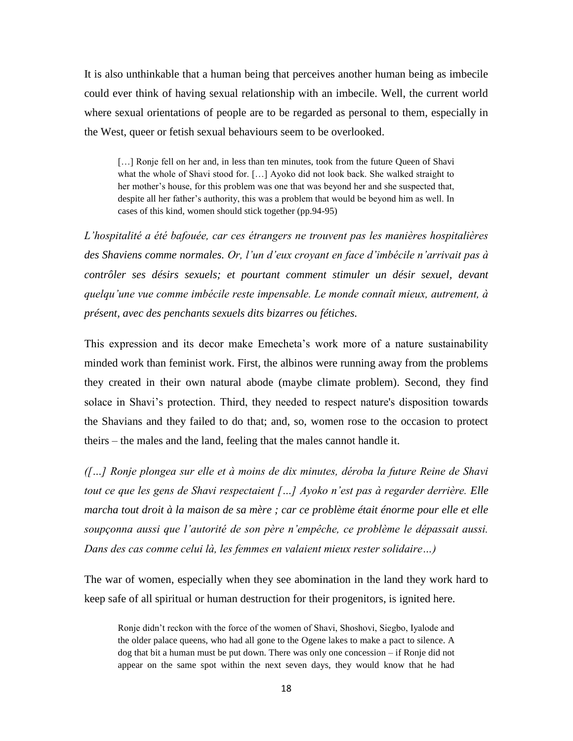It is also unthinkable that a human being that perceives another human being as imbecile could ever think of having sexual relationship with an imbecile. Well, the current world where sexual orientations of people are to be regarded as personal to them, especially in the West, queer or fetish sexual behaviours seem to be overlooked.

> […] Ronje fell on her and, in less than ten minutes, took from the future Queen of Shavi what the whole of Shavi stood for. […] Ayoko did not look back. She walked straight to her mother's house, for this problem was one that was beyond her and she suspected that, despite all her father's authority, this was a problem that would be beyond him as well. In cases of this kind, women should stick together (pp.94-95)

*L'hospitalité a été bafouée, car ces étrangers ne trouvent pas les manières hospitalières des Shaviens comme normales. Or, l'un d'eux croyant en face d'imbécile n'arrivait pas à contrôler ses désirs sexuels; et pourtant comment stimuler un désir sexuel, devant quelqu'une vue comme imbécile reste impensable. Le monde connaît mieux, autrement, à présent, avec des penchants sexuels dits bizarres ou fétiches.*

This expression and its decor make Emecheta's work more of a nature sustainability minded work than feminist work. First, the albinos were running away from the problems they created in their own natural abode (maybe climate problem). Second, they find solace in Shavi's protection. Third, they needed to respect nature's disposition towards the Shavians and they failed to do that; and, so, women rose to the occasion to protect theirs – the males and the land, feeling that the males cannot handle it.

*([…] Ronje plongea sur elle et à moins de dix minutes, déroba la future Reine de Shavi tout ce que les gens de Shavi respectaient […] Ayoko n'est pas à regarder derrière. Elle marcha tout droit à la maison de sa mère ; car ce problème était énorme pour elle et elle soupçonna aussi que l'autorité de son père n'empêche, ce problème le dépassait aussi. Dans des cas comme celui là, les femmes en valaient mieux rester solidaire…)*

The war of women, especially when they see abomination in the land they work hard to keep safe of all spiritual or human destruction for their progenitors, is ignited here.

> Ronje didn't reckon with the force of the women of Shavi, Shoshovi, Siegbo, Iyalode and the older palace queens, who had all gone to the Ogene lakes to make a pact to silence. A dog that bit a human must be put down. There was only one concession – if Ronje did not appear on the same spot within the next seven days, they would know that he had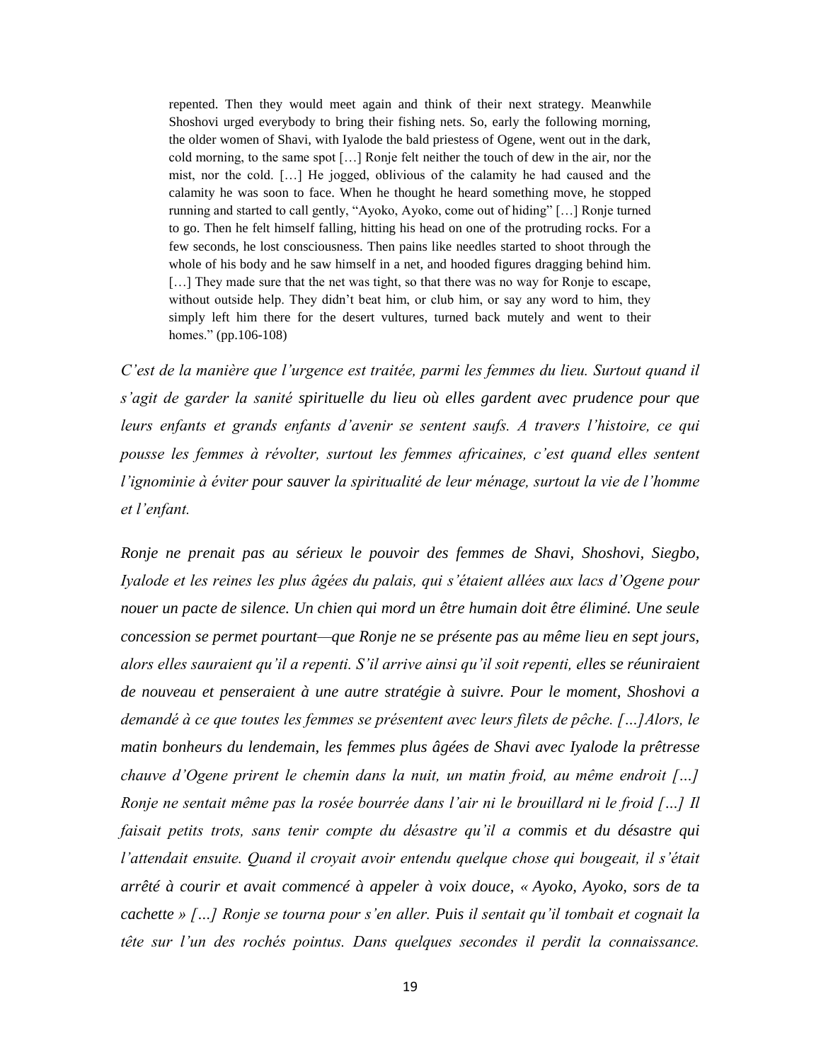> repented. Then they would meet again and think of their next strategy. Meanwhile Shoshovi urged everybody to bring their fishing nets. So, early the following morning, the older women of Shavi, with Iyalode the bald priestess of Ogene, went out in the dark, cold morning, to the same spot […] Ronje felt neither the touch of dew in the air, nor the mist, nor the cold. […] He jogged, oblivious of the calamity he had caused and the calamity he was soon to face. When he thought he heard something move, he stopped running and started to call gently, "Ayoko, Ayoko, come out of hiding" […] Ronje turned to go. Then he felt himself falling, hitting his head on one of the protruding rocks. For a few seconds, he lost consciousness. Then pains like needles started to shoot through the whole of his body and he saw himself in a net, and hooded figures dragging behind him. […] They made sure that the net was tight, so that there was no way for Ronje to escape, without outside help. They didn't beat him, or club him, or say any word to him, they simply left him there for the desert vultures, turned back mutely and went to their homes." (pp.106-108)

*C'est de la manière que l'urgence est traitée, parmi les femmes du lieu. Surtout quand il s'agit de garder la sanité spirituelle du lieu où elles gardent avec prudence pour que leurs enfants et grands enfants d'avenir se sentent saufs. A travers l'histoire, ce qui pousse les femmes à révolter, surtout les femmes africaines, c'est quand elles sentent l'ignominie à éviter pour sauver la spiritualité de leur ménage, surtout la vie de l'homme et l'enfant.*

*Ronje ne prenait pas au sérieux le pouvoir des femmes de Shavi, Shoshovi, Siegbo, Iyalode et les reines les plus âgées du palais, qui s'étaient allées aux lacs d'Ogene pour nouer un pacte de silence. Un chien qui mord un être humain doit être éliminé. Une seule concession se permet pourtant—que Ronje ne se présente pas au même lieu en sept jours, alors elles sauraient qu'il a repenti. S'il arrive ainsi qu'il soit repenti, elles se réuniraient de nouveau et penseraient à une autre stratégie à suivre. Pour le moment, Shoshovi a demandé à ce que toutes les femmes se présentent avec leurs filets de pêche. […]Alors, le matin bonheurs du lendemain, les femmes plus âgées de Shavi avec Iyalode la prêtresse chauve d'Ogene prirent le chemin dans la nuit, un matin froid, au même endroit […] Ronje ne sentait même pas la rosée bourrée dans l'air ni le brouillard ni le froid […] Il faisait petits trots, sans tenir compte du désastre qu'il a commis et du désastre qui l'attendait ensuite. Quand il croyait avoir entendu quelque chose qui bougeait, il s'était arrêté à courir et avait commencé à appeler à voix douce, « Ayoko, Ayoko, sors de ta cachette » […] Ronje se tourna pour s'en aller. Puis il sentait qu'il tombait et cognait la tête sur l'un des rochés pointus. Dans quelques secondes il perdit la connaissance.*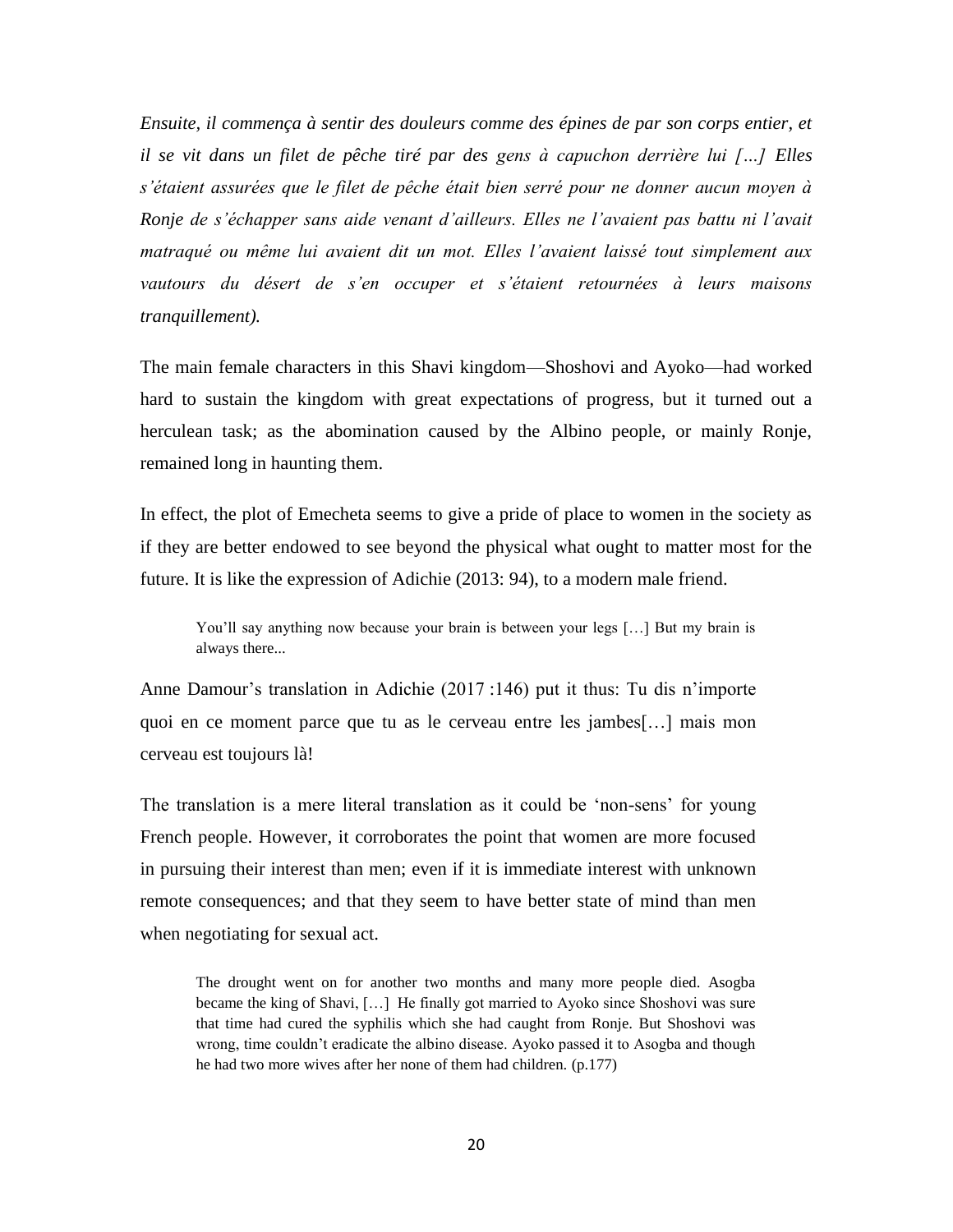*Ensuite, il commença à sentir des douleurs comme des épines de par son corps entier, et il se vit dans un filet de pêche tiré par des gens à capuchon derrière lui […] Elles s'étaient assurées que le filet de pêche était bien serré pour ne donner aucun moyen à Ronje de s'échapper sans aide venant d'ailleurs. Elles ne l'avaient pas battu ni l'avait matraqué ou même lui avaient dit un mot. Elles l'avaient laissé tout simplement aux vautours du désert de s'en occuper et s'étaient retournées à leurs maisons tranquillement).*

The main female characters in this Shavi kingdom—Shoshovi and Ayoko—had worked hard to sustain the kingdom with great expectations of progress, but it turned out a herculean task; as the abomination caused by the Albino people, or mainly Ronje, remained long in haunting them.

In effect, the plot of Emecheta seems to give a pride of place to women in the society as if they are better endowed to see beyond the physical what ought to matter most for the future. It is like the expression of Adichie (2013: 94), to a modern male friend.

> You'll say anything now because your brain is between your legs […] But my brain is always there...

Anne Damour's translation in Adichie (2017 :146) put it thus: Tu dis n'importe quoi en ce moment parce que tu as le cerveau entre les jambes[…] mais mon cerveau est toujours là!

The translation is a mere literal translation as it could be 'non-sens' for young French people. However, it corroborates the point that women are more focused in pursuing their interest than men; even if it is immediate interest with unknown remote consequences; and that they seem to have better state of mind than men when negotiating for sexual act.

> The drought went on for another two months and many more people died. Asogba became the king of Shavi, […] He finally got married to Ayoko since Shoshovi was sure that time had cured the syphilis which she had caught from Ronje. But Shoshovi was wrong, time couldn't eradicate the albino disease. Ayoko passed it to Asogba and though he had two more wives after her none of them had children. (p.177)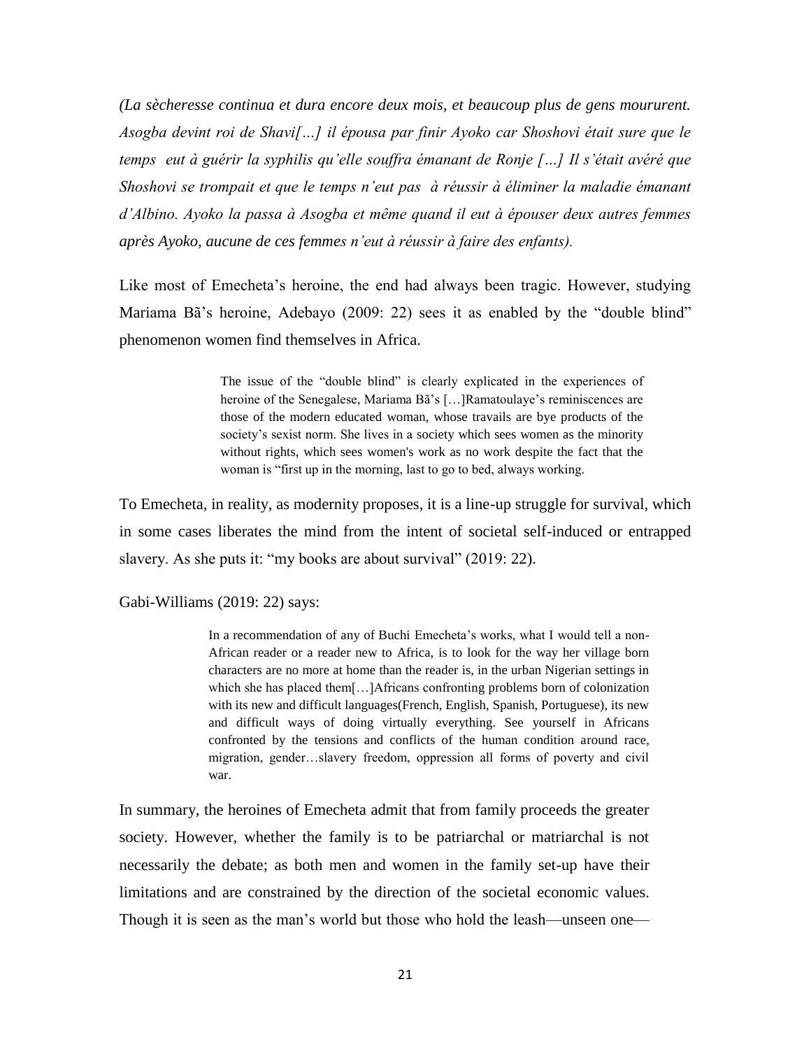*(La sècheresse continua et dura encore deux mois, et beaucoup plus de gens moururent. Asogba devint roi de Shavi[…] il épousa par finir Ayoko car Shoshovi était sure que le temps eut à guérir la syphilis qu'elle souffra émanant de Ronje […] Il s'était avéré que Shoshovi se trompait et que le temps n'eut pas à réussir à éliminer la maladie émanant d'Albino. Ayoko la passa à Asogba et même quand il eut à épouser deux autres femmes après Ayoko, aucune de ces femmes n'eut à réussir à faire des enfants).*

Like most of Emecheta's heroine, the end had always been tragic. However, studying Mariama Bã's heroine, Adebayo (2009: 22) sees it as enabled by the "double blind" phenomenon women find themselves in Africa.

> The issue of the "double blind" is clearly explicated in the experiences of heroine of the Senegalese, Mariama Bã's […]Ramatoulaye's reminiscences are those of the modern educated woman, whose travails are bye products of the society's sexist norm. She lives in a society which sees women as the minority without rights, which sees women's work as no work despite the fact that the woman is "first up in the morning, last to go to bed, always working.

To Emecheta, in reality, as modernity proposes, it is a line-up struggle for survival, which in some cases liberates the mind from the intent of societal self-induced or entrapped slavery. As she puts it: "my books are about survival" (2019: 22).

Gabi-Williams (2019: 22) says:

> In a recommendation of any of Buchi Emecheta's works, what I would tell a non-African reader or a reader new to Africa, is to look for the way her village born characters are no more at home than the reader is, in the urban Nigerian settings in which she has placed them[…]Africans confronting problems born of colonization with its new and difficult languages(French, English, Spanish, Portuguese), its new and difficult ways of doing virtually everything. See yourself in Africans confronted by the tensions and conflicts of the human condition around race, migration, gender…slavery freedom, oppression all forms of poverty and civil war.

In summary, the heroines of Emecheta admit that from family proceeds the greater society. However, whether the family is to be patriarchal or matriarchal is not necessarily the debate; as both men and women in the family set-up have their limitations and are constrained by the direction of the societal economic values. Though it is seen as the man's world but those who hold the leash—unseen one—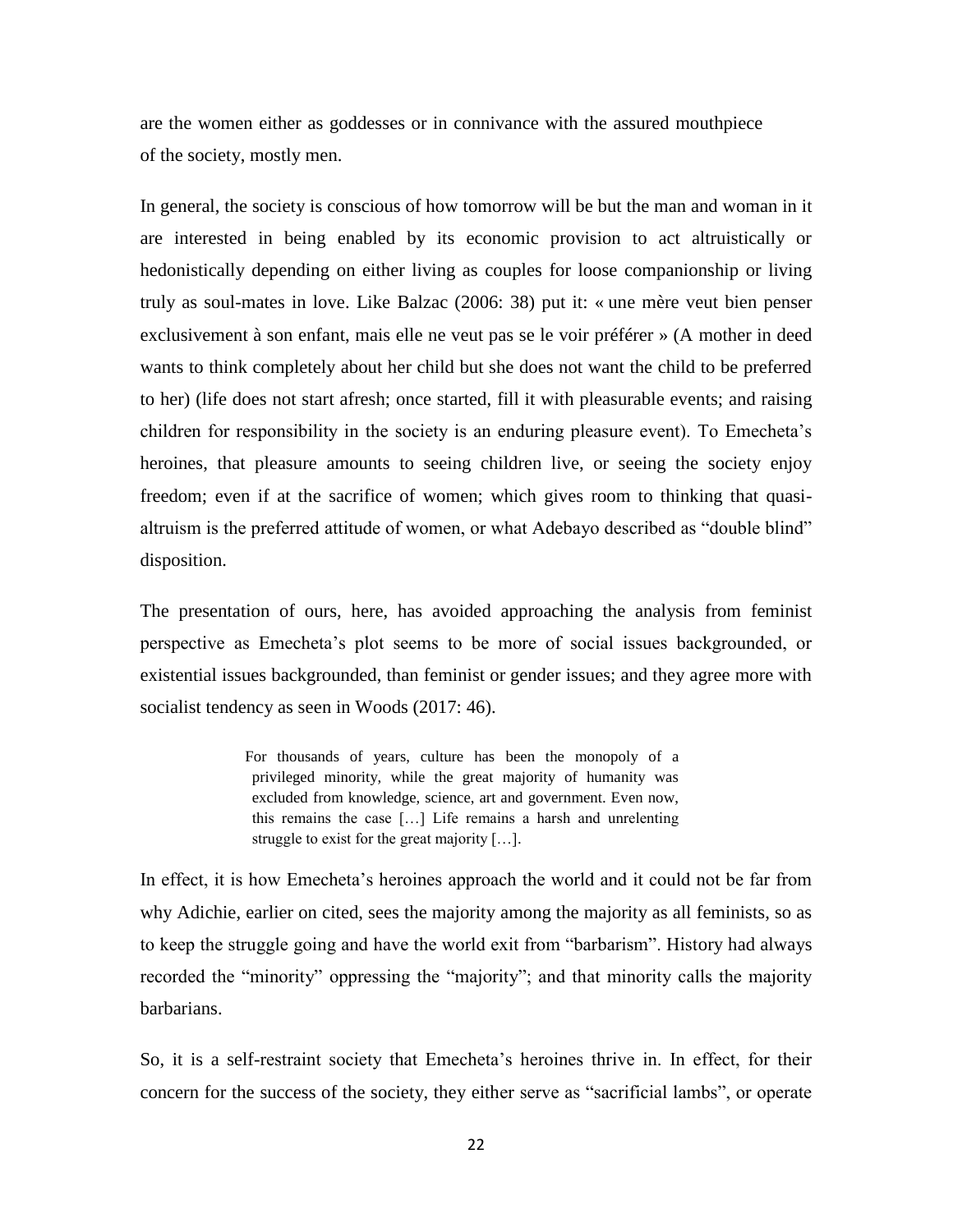are the women either as goddesses or in connivance with the assured mouthpiece of the society, mostly men.

In general, the society is conscious of how tomorrow will be but the man and woman in it are interested in being enabled by its economic provision to act altruistically or hedonistically depending on either living as couples for loose companionship or living truly as soul-mates in love. Like Balzac (2006: 38) put it: « une mère veut bien penser exclusivement à son enfant, mais elle ne veut pas se le voir préférer » (A mother in deed wants to think completely about her child but she does not want the child to be preferred to her) (life does not start afresh; once started, fill it with pleasurable events; and raising children for responsibility in the society is an enduring pleasure event). To Emecheta's heroines, that pleasure amounts to seeing children live, or seeing the society enjoy freedom; even if at the sacrifice of women; which gives room to thinking that quasi-altruism is the preferred attitude of women, or what Adebayo described as "double blind" disposition.

The presentation of ours, here, has avoided approaching the analysis from feminist perspective as Emecheta's plot seems to be more of social issues backgrounded, or existential issues backgrounded, than feminist or gender issues; and they agree more with socialist tendency as seen in Woods (2017: 46).

> For thousands of years, culture has been the monopoly of a privileged minority, while the great majority of humanity was excluded from knowledge, science, art and government. Even now, this remains the case […] Life remains a harsh and unrelenting struggle to exist for the great majority […].

In effect, it is how Emecheta's heroines approach the world and it could not be far from why Adichie, earlier on cited, sees the majority among the majority as all feminists, so as to keep the struggle going and have the world exit from "barbarism". History had always recorded the "minority" oppressing the "majority"; and that minority calls the majority barbarians.

So, it is a self-restraint society that Emecheta's heroines thrive in. In effect, for their concern for the success of the society, they either serve as "sacrificial lambs", or operate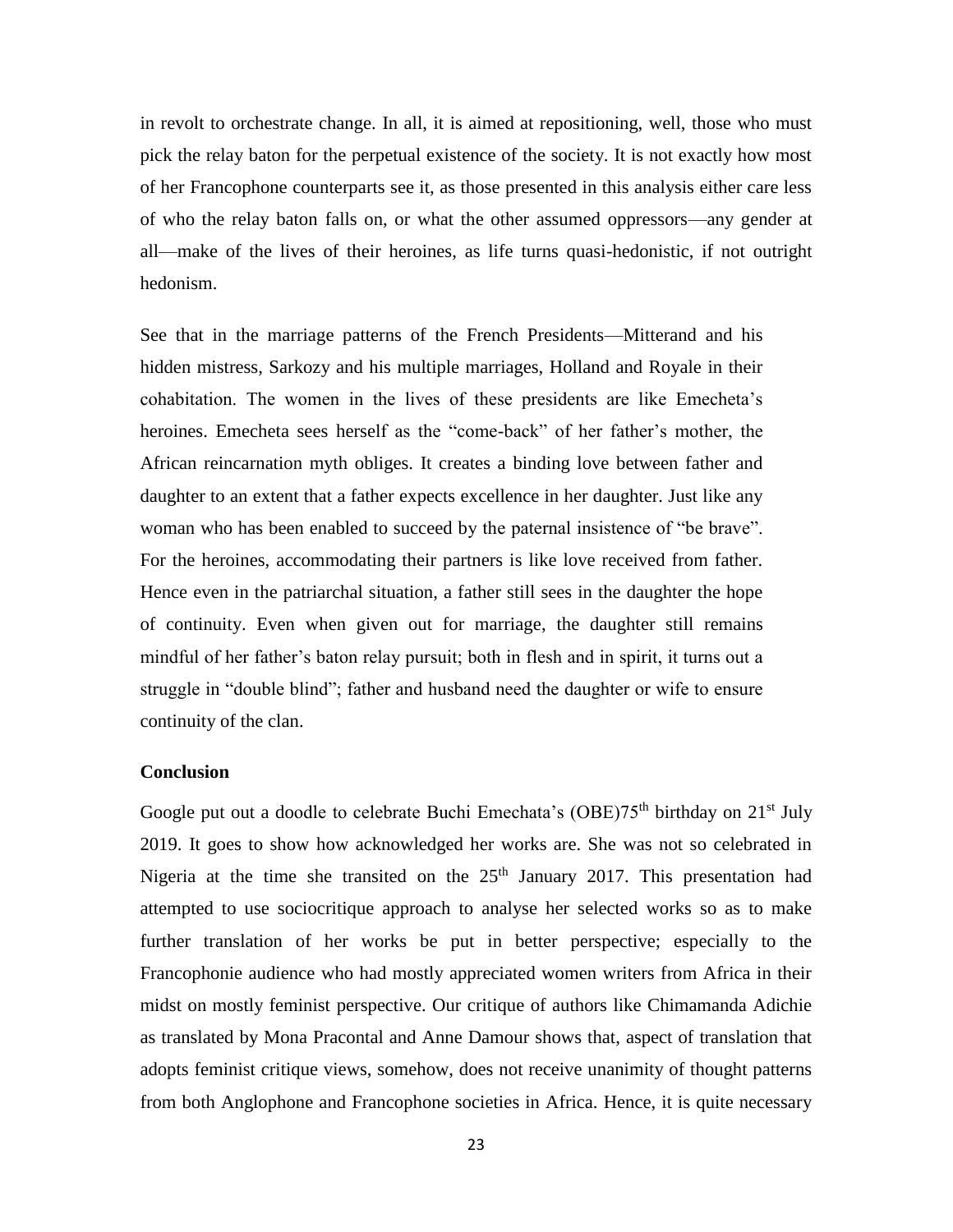in revolt to orchestrate change. In all, it is aimed at repositioning, well, those who must pick the relay baton for the perpetual existence of the society. It is not exactly how most of her Francophone counterparts see it, as those presented in this analysis either care less of who the relay baton falls on, or what the other assumed oppressors—any gender at all—make of the lives of their heroines, as life turns quasi-hedonistic, if not outright hedonism.

See that in the marriage patterns of the French Presidents—Mitterand and his hidden mistress, Sarkozy and his multiple marriages, Holland and Royale in their cohabitation. The women in the lives of these presidents are like Emecheta's heroines. Emecheta sees herself as the "come-back" of her father's mother, the African reincarnation myth obliges. It creates a binding love between father and daughter to an extent that a father expects excellence in her daughter. Just like any woman who has been enabled to succeed by the paternal insistence of "be brave". For the heroines, accommodating their partners is like love received from father. Hence even in the patriarchal situation, a father still sees in the daughter the hope of continuity. Even when given out for marriage, the daughter still remains mindful of her father's baton relay pursuit; both in flesh and in spirit, it turns out a struggle in "double blind"; father and husband need the daughter or wife to ensure continuity of the clan.

## Conclusion

Google put out a doodle to celebrate Buchi Emechata's (OBE)75th birthday on 21st July 2019. It goes to show how acknowledged her works are. She was not so celebrated in Nigeria at the time she transited on the 25th January 2017. This presentation had attempted to use sociocritique approach to analyse her selected works so as to make further translation of her works be put in better perspective; especially to the Francophonie audience who had mostly appreciated women writers from Africa in their midst on mostly feminist perspective. Our critique of authors like Chimamanda Adichie as translated by Mona Pracontal and Anne Damour shows that, aspect of translation that adopts feminist critique views, somehow, does not receive unanimity of thought patterns from both Anglophone and Francophone societies in Africa. Hence, it is quite necessary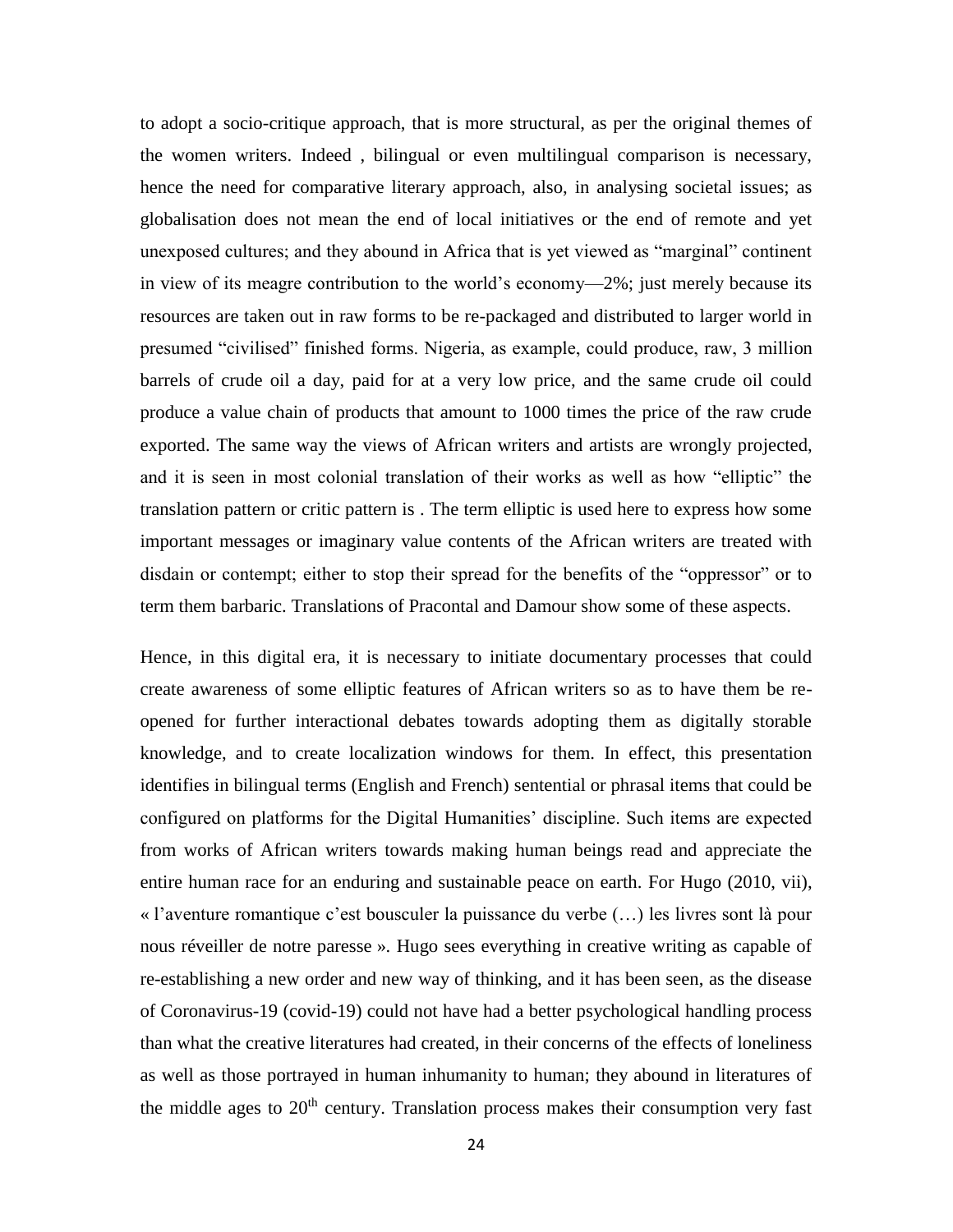to adopt a socio-critique approach, that is more structural, as per the original themes of the women writers. Indeed , bilingual or even multilingual comparison is necessary, hence the need for comparative literary approach, also, in analysing societal issues; as globalisation does not mean the end of local initiatives or the end of remote and yet unexposed cultures; and they abound in Africa that is yet viewed as “marginal” continent in view of its meagre contribution to the world’s economy—2%; just merely because its resources are taken out in raw forms to be re-packaged and distributed to larger world in presumed “civilised” finished forms. Nigeria, as example, could produce, raw, 3 million barrels of crude oil a day, paid for at a very low price, and the same crude oil could produce a value chain of products that amount to 1000 times the price of the raw crude exported. The same way the views of African writers and artists are wrongly projected, and it is seen in most colonial translation of their works as well as how “elliptic” the translation pattern or critic pattern is . The term elliptic is used here to express how some important messages or imaginary value contents of the African writers are treated with disdain or contempt; either to stop their spread for the benefits of the “oppressor” or to term them barbaric. Translations of Pracontal and Damour show some of these aspects.

Hence, in this digital era, it is necessary to initiate documentary processes that could create awareness of some elliptic features of African writers so as to have them be re-opened for further interactional debates towards adopting them as digitally storable knowledge, and to create localization windows for them. In effect, this presentation identifies in bilingual terms (English and French) sentential or phrasal items that could be configured on platforms for the Digital Humanities’ discipline. Such items are expected from works of African writers towards making human beings read and appreciate the entire human race for an enduring and sustainable peace on earth. For Hugo (2010, vii), « l’aventure romantique c’est bousculer la puissance du verbe (…) les livres sont là pour nous réveiller de notre paresse ». Hugo sees everything in creative writing as capable of re-establishing a new order and new way of thinking, and it has been seen, as the disease of Coronavirus-19 (covid-19) could not have had a better psychological handling process than what the creative literatures had created, in their concerns of the effects of loneliness as well as those portrayed in human inhumanity to human; they abound in literatures of the middle ages to 20th century. Translation process makes their consumption very fast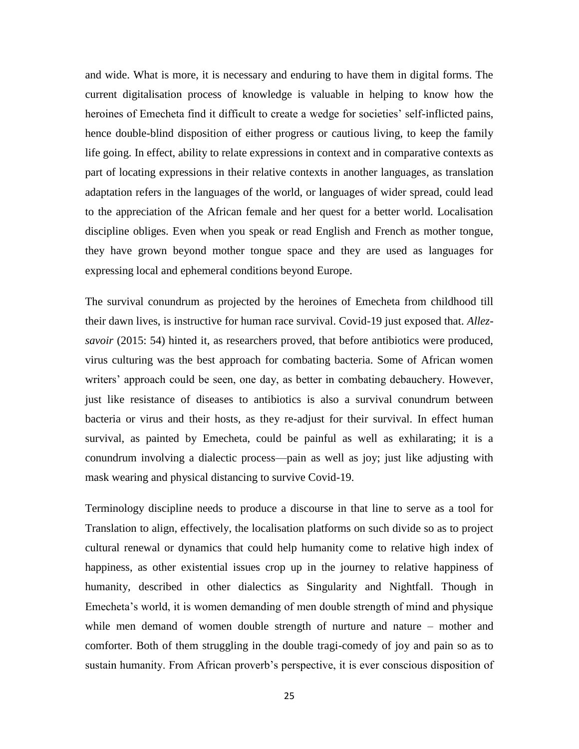and wide. What is more, it is necessary and enduring to have them in digital forms. The current digitalisation process of knowledge is valuable in helping to know how the heroines of Emecheta find it difficult to create a wedge for societies' self-inflicted pains, hence double-blind disposition of either progress or cautious living, to keep the family life going. In effect, ability to relate expressions in context and in comparative contexts as part of locating expressions in their relative contexts in another languages, as translation adaptation refers in the languages of the world, or languages of wider spread, could lead to the appreciation of the African female and her quest for a better world. Localisation discipline obliges. Even when you speak or read English and French as mother tongue, they have grown beyond mother tongue space and they are used as languages for expressing local and ephemeral conditions beyond Europe.

The survival conundrum as projected by the heroines of Emecheta from childhood till their dawn lives, is instructive for human race survival. Covid-19 just exposed that. *Allez-savoir* (2015: 54) hinted it, as researchers proved, that before antibiotics were produced, virus culturing was the best approach for combating bacteria. Some of African women writers' approach could be seen, one day, as better in combating debauchery. However, just like resistance of diseases to antibiotics is also a survival conundrum between bacteria or virus and their hosts, as they re-adjust for their survival. In effect human survival, as painted by Emecheta, could be painful as well as exhilarating; it is a conundrum involving a dialectic process—pain as well as joy; just like adjusting with mask wearing and physical distancing to survive Covid-19.

Terminology discipline needs to produce a discourse in that line to serve as a tool for Translation to align, effectively, the localisation platforms on such divide so as to project cultural renewal or dynamics that could help humanity come to relative high index of happiness, as other existential issues crop up in the journey to relative happiness of humanity, described in other dialectics as Singularity and Nightfall. Though in Emecheta's world, it is women demanding of men double strength of mind and physique while men demand of women double strength of nurture and nature – mother and comforter. Both of them struggling in the double tragi-comedy of joy and pain so as to sustain humanity. From African proverb's perspective, it is ever conscious disposition of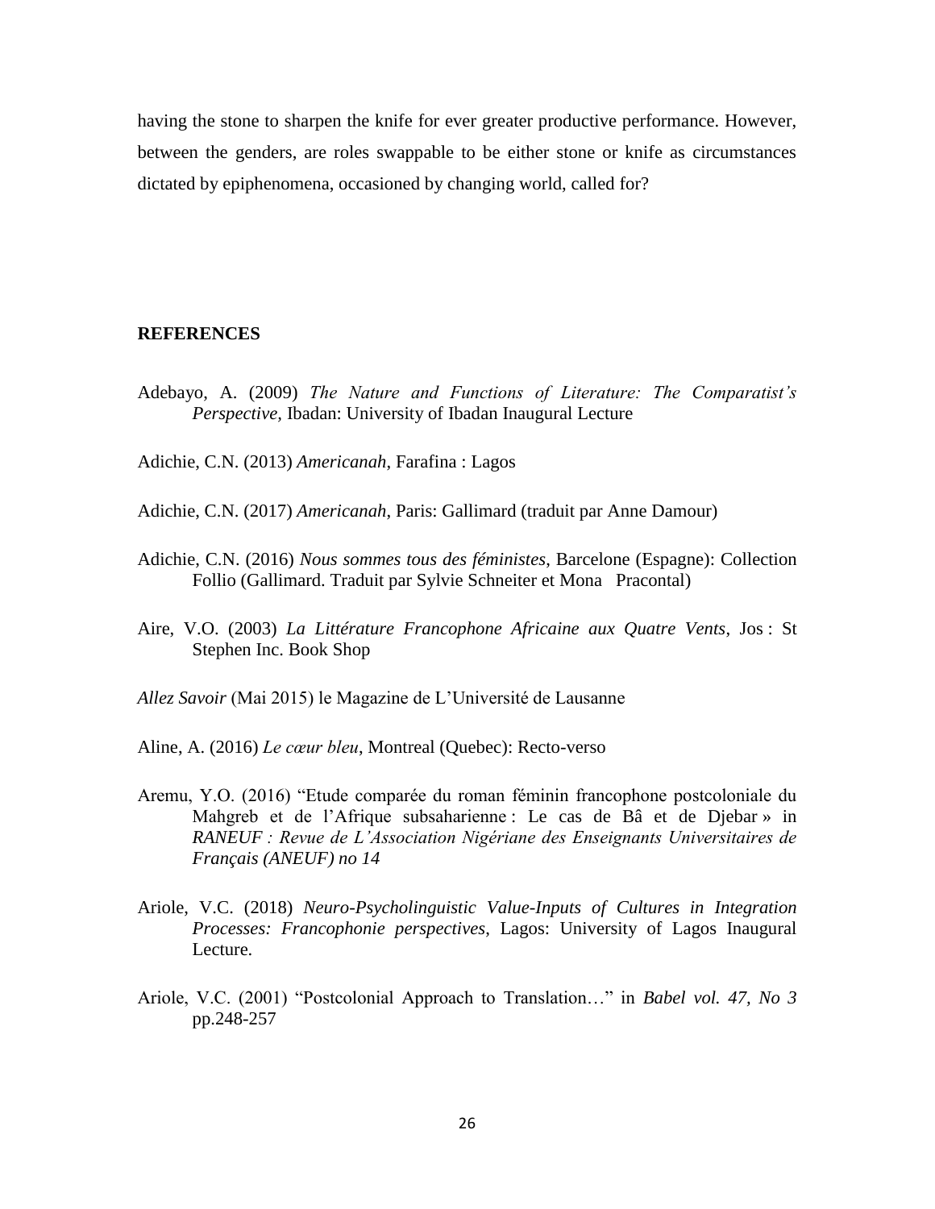having the stone to sharpen the knife for ever greater productive performance. However, between the genders, are roles swappable to be either stone or knife as circumstances dictated by epiphenomena, occasioned by changing world, called for?

## REFERENCES

Adebayo, A. (2009) *The Nature and Functions of Literature: The Comparatist's Perspective*, Ibadan: University of Ibadan Inaugural Lecture

Adichie, C.N. (2013) *Americanah*, Farafina : Lagos

Adichie, C.N. (2017) *Americanah*, Paris: Gallimard (traduit par Anne Damour)

Adichie, C.N. (2016) *Nous sommes tous des féministes*, Barcelone (Espagne): Collection Follio (Gallimard. Traduit par Sylvie Schneiter et Mona Pracontal)

Aire, V.O. (2003) *La Littérature Francophone Africaine aux Quatre Vents*, Jos : St Stephen Inc. Book Shop

*Allez Savoir* (Mai 2015) le Magazine de L'Université de Lausanne

Aline, A. (2016) *Le cœur bleu*, Montreal (Quebec): Recto-verso

Aremu, Y.O. (2016) "Etude comparée du roman féminin francophone postcoloniale du Mahgreb et de l'Afrique subsaharienne : Le cas de Bâ et de Djebar » in *RANEUF : Revue de L'Association Nigériane des Enseignants Universitaires de Français (ANEUF) no 14*

Ariole, V.C. (2018) *Neuro-Psycholinguistic Value-Inputs of Cultures in Integration Processes: Francophonie perspectives*, Lagos: University of Lagos Inaugural Lecture.

Ariole, V.C. (2001) "Postcolonial Approach to Translation…" in *Babel vol. 47, No 3* pp.248-257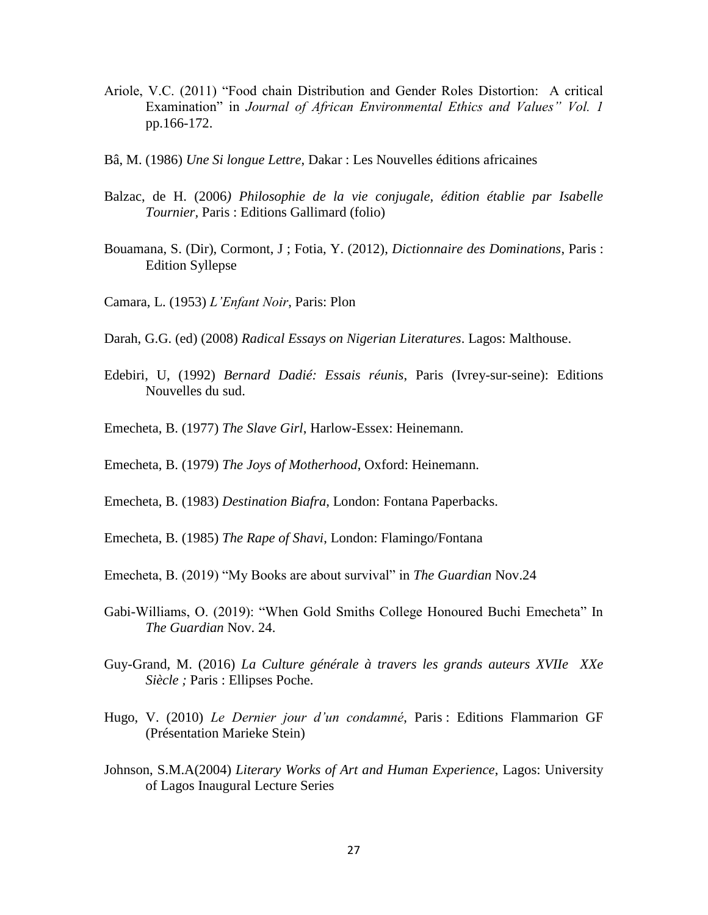Ariole, V.C. (2011) “Food chain Distribution and Gender Roles Distortion: A critical Examination” in *Journal of African Environmental Ethics and Values” Vol. 1* pp.166-172.

Bâ, M. (1986) *Une Si longue Lettre*, Dakar : Les Nouvelles éditions africaines

Balzac, de H. (2006*) Philosophie de la vie conjugale, édition établie par Isabelle Tournier*, Paris : Editions Gallimard (folio)

Bouamana, S. (Dir), Cormont, J ; Fotia, Y. (2012), *Dictionnaire des Dominations*, Paris : Edition Syllepse

Camara, L. (1953) *L’Enfant Noir*, Paris: Plon

Darah, G.G. (ed) (2008) *Radical Essays on Nigerian Literatures*. Lagos: Malthouse.

Edebiri, U, (1992) *Bernard Dadié: Essais réunis*, Paris (Ivrey-sur-seine): Editions Nouvelles du sud.

Emecheta, B. (1977) *The Slave Girl*, Harlow-Essex: Heinemann.

Emecheta, B. (1979) *The Joys of Motherhood*, Oxford: Heinemann.

Emecheta, B. (1983) *Destination Biafra*, London: Fontana Paperbacks.

Emecheta, B. (1985) *The Rape of Shavi*, London: Flamingo/Fontana

Emecheta, B. (2019) “My Books are about survival” in *The Guardian* Nov.24

Gabi-Williams, O. (2019): “When Gold Smiths College Honoured Buchi Emecheta” In *The Guardian* Nov. 24.

Guy-Grand, M. (2016) *La Culture générale à travers les grands auteurs XVIIe XXe Siècle ;* Paris : Ellipses Poche.

Hugo, V. (2010) *Le Dernier jour d’un condamné*, Paris : Editions Flammarion GF (Présentation Marieke Stein)

Johnson, S.M.A(2004) *Literary Works of Art and Human Experience*, Lagos: University of Lagos Inaugural Lecture Series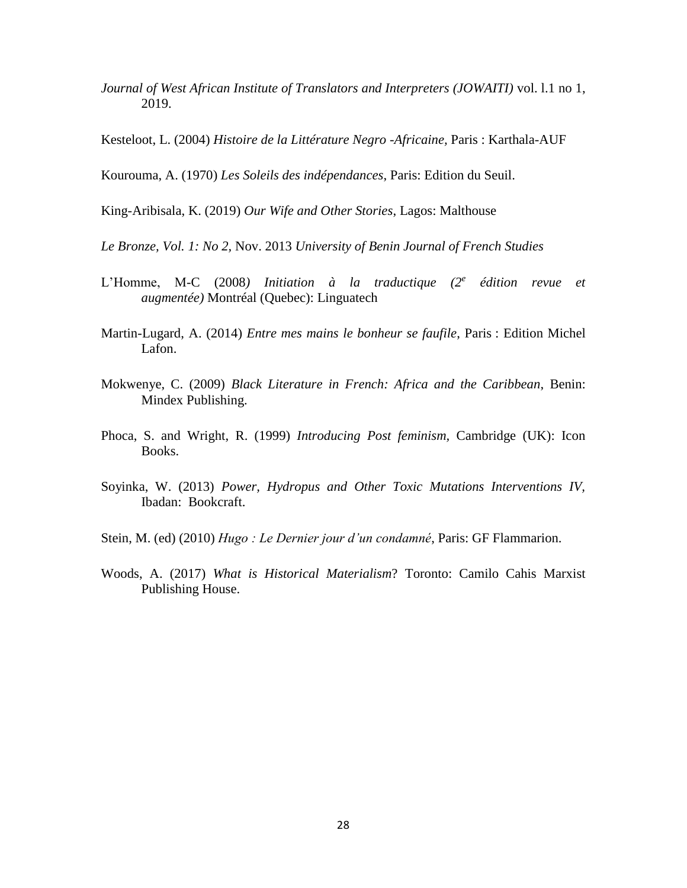*Journal of West African Institute of Translators and Interpreters (JOWAITI)* vol. l.1 no 1, 2019.

Kesteloot, L. (2004) *Histoire de la Littérature Negro -Africaine,* Paris : Karthala-AUF

Kourouma, A. (1970) *Les Soleils des indépendances*, Paris: Edition du Seuil.

King-Aribisala, K. (2019) *Our Wife and Other Stories*, Lagos: Malthouse

*Le Bronze, Vol. 1: No 2,* Nov. 2013 *University of Benin Journal of French Studies*

L'Homme, M-C (2008*) Initiation à la traductique (2[e] édition revue et augmentée)* Montréal (Quebec): Linguatech

Martin-Lugard, A. (2014) *Entre mes mains le bonheur se faufile*, Paris : Edition Michel Lafon.

Mokwenye, C. (2009) *Black Literature in French: Africa and the Caribbean*, Benin: Mindex Publishing.

Phoca, S. and Wright, R. (1999) *Introducing Post feminism*, Cambridge (UK): Icon Books.

Soyinka, W. (2013) *Power, Hydropus and Other Toxic Mutations Interventions IV,* Ibadan: Bookcraft.

Stein, M. (ed) (2010) *Hugo : Le Dernier jour d'un condamné*, Paris: GF Flammarion.

Woods, A. (2017) *What is Historical Materialism*? Toronto: Camilo Cahis Marxist Publishing House.